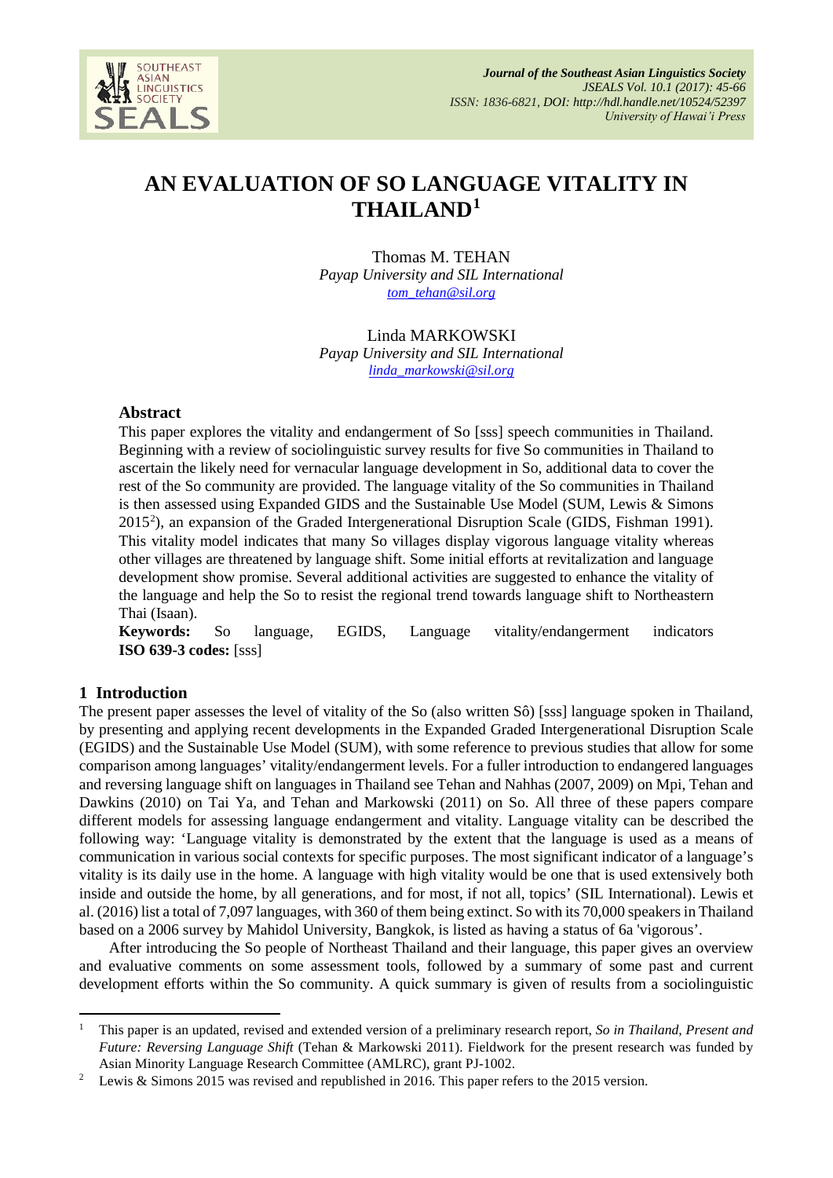# AN EVALUATION OF SO LANGUAGE VITALITY IN THAILAND[1]

Thomas M. TEHAN
*Payap University and SIL International*
*tom_tehan@sil.org*

Linda MARKOWSKI
*Payap University and SIL International*
*linda_markowski@sil.org*

## Abstract

This paper explores the vitality and endangerment of So [sss] speech communities in Thailand. Beginning with a review of sociolinguistic survey results for five So communities in Thailand to ascertain the likely need for vernacular language development in So, additional data to cover the rest of the So community are provided. The language vitality of the So communities in Thailand is then assessed using Expanded GIDS and the Sustainable Use Model (SUM, Lewis & Simons 2015[2]), an expansion of the Graded Intergenerational Disruption Scale (GIDS, Fishman 1991). This vitality model indicates that many So villages display vigorous language vitality whereas other villages are threatened by language shift. Some initial efforts at revitalization and language development show promise. Several additional activities are suggested to enhance the vitality of the language and help the So to resist the regional trend towards language shift to Northeastern Thai (Isaan).

**Keywords:** So language, EGIDS, Language vitality/endangerment indicators
**ISO 639-3 codes:** [sss]

## 1 Introduction

The present paper assesses the level of vitality of the So (also written Sô) [sss] language spoken in Thailand, by presenting and applying recent developments in the Expanded Graded Intergenerational Disruption Scale (EGIDS) and the Sustainable Use Model (SUM), with some reference to previous studies that allow for some comparison among languages' vitality/endangerment levels. For a fuller introduction to endangered languages and reversing language shift on languages in Thailand see Tehan and Nahhas (2007, 2009) on Mpi, Tehan and Dawkins (2010) on Tai Ya, and Tehan and Markowski (2011) on So. All three of these papers compare different models for assessing language endangerment and vitality. Language vitality can be described the following way: 'Language vitality is demonstrated by the extent that the language is used as a means of communication in various social contexts for specific purposes. The most significant indicator of a language's vitality is its daily use in the home. A language with high vitality would be one that is used extensively both inside and outside the home, by all generations, and for most, if not all, topics' (SIL International). Lewis et al. (2016) list a total of 7,097 languages, with 360 of them being extinct. So with its 70,000 speakers in Thailand based on a 2006 survey by Mahidol University, Bangkok, is listed as having a status of 6a 'vigorous'.

After introducing the So people of Northeast Thailand and their language, this paper gives an overview and evaluative comments on some assessment tools, followed by a summary of some past and current development efforts within the So community. A quick summary is given of results from a sociolinguistic

---

[1] This paper is an updated, revised and extended version of a preliminary research report, *So in Thailand, Present and Future: Reversing Language Shift* (Tehan & Markowski 2011). Fieldwork for the present research was funded by Asian Minority Language Research Committee (AMLRC), grant PJ-1002.

[2] Lewis & Simons 2015 was revised and republished in 2016. This paper refers to the 2015 version.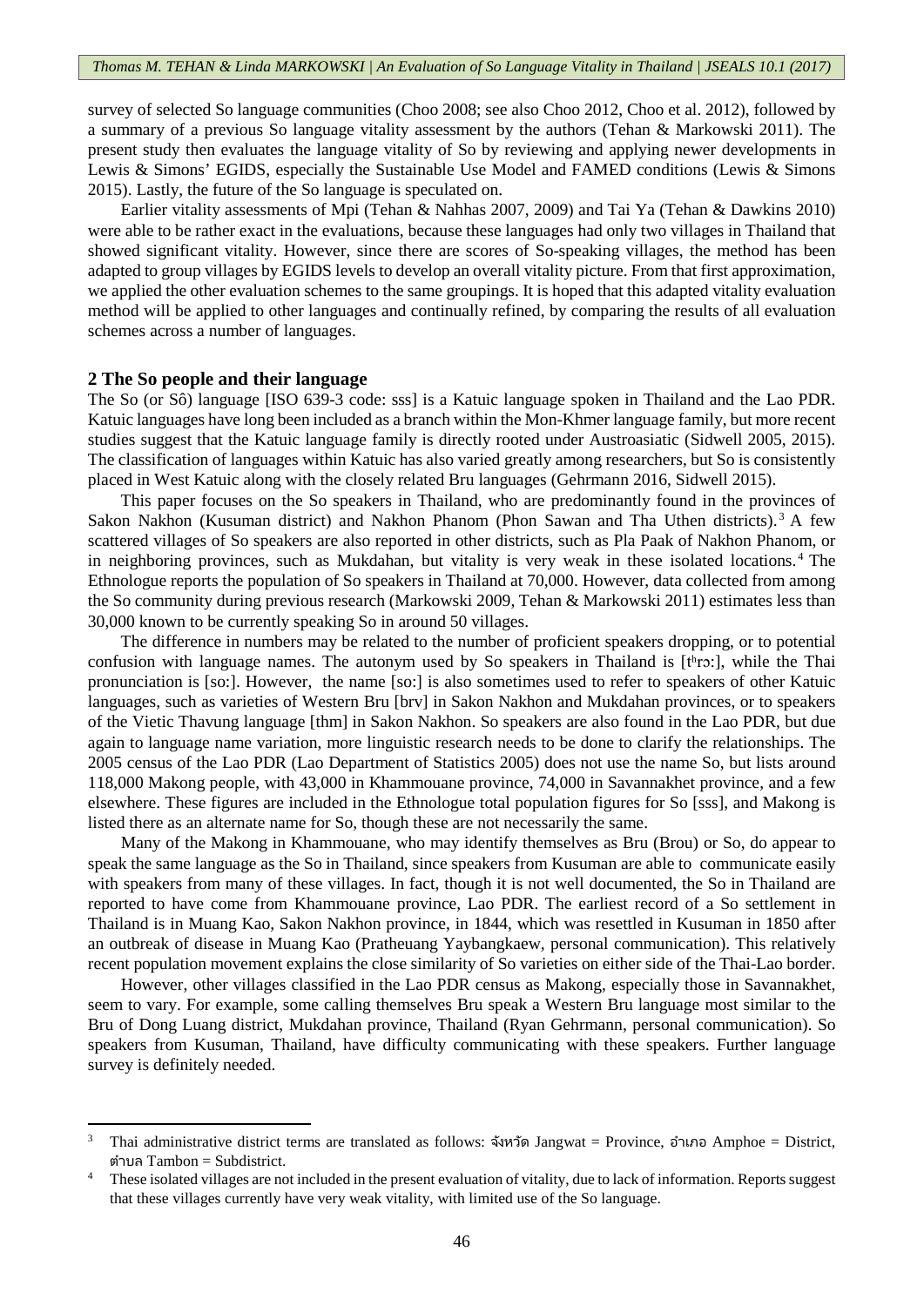survey of selected So language communities (Choo 2008; see also Choo 2012, Choo et al. 2012), followed by a summary of a previous So language vitality assessment by the authors (Tehan & Markowski 2011). The present study then evaluates the language vitality of So by reviewing and applying newer developments in Lewis & Simons' EGIDS, especially the Sustainable Use Model and FAMED conditions (Lewis & Simons 2015). Lastly, the future of the So language is speculated on.

Earlier vitality assessments of Mpi (Tehan & Nahhas 2007, 2009) and Tai Ya (Tehan & Dawkins 2010) were able to be rather exact in the evaluations, because these languages had only two villages in Thailand that showed significant vitality. However, since there are scores of So-speaking villages, the method has been adapted to group villages by EGIDS levels to develop an overall vitality picture. From that first approximation, we applied the other evaluation schemes to the same groupings. It is hoped that this adapted vitality evaluation method will be applied to other languages and continually refined, by comparing the results of all evaluation schemes across a number of languages.

## 2 The So people and their language

The So (or Sô) language [ISO 639-3 code: sss] is a Katuic language spoken in Thailand and the Lao PDR. Katuic languages have long been included as a branch within the Mon-Khmer language family, but more recent studies suggest that the Katuic language family is directly rooted under Austroasiatic (Sidwell 2005, 2015). The classification of languages within Katuic has also varied greatly among researchers, but So is consistently placed in West Katuic along with the closely related Bru languages (Gehrmann 2016, Sidwell 2015).

This paper focuses on the So speakers in Thailand, who are predominantly found in the provinces of Sakon Nakhon (Kusuman district) and Nakhon Phanom (Phon Sawan and Tha Uthen districts).[3] A few scattered villages of So speakers are also reported in other districts, such as Pla Paak of Nakhon Phanom, or in neighboring provinces, such as Mukdahan, but vitality is very weak in these isolated locations.[4] The Ethnologue reports the population of So speakers in Thailand at 70,000. However, data collected from among the So community during previous research (Markowski 2009, Tehan & Markowski 2011) estimates less than 30,000 known to be currently speaking So in around 50 villages.

The difference in numbers may be related to the number of proficient speakers dropping, or to potential confusion with language names. The autonym used by So speakers in Thailand is [tʰrɔː], while the Thai pronunciation is [soː]. However, the name [soː] is also sometimes used to refer to speakers of other Katuic languages, such as varieties of Western Bru [brv] in Sakon Nakhon and Mukdahan provinces, or to speakers of the Vietic Thavung language [thm] in Sakon Nakhon. So speakers are also found in the Lao PDR, but due again to language name variation, more linguistic research needs to be done to clarify the relationships. The 2005 census of the Lao PDR (Lao Department of Statistics 2005) does not use the name So, but lists around 118,000 Makong people, with 43,000 in Khammouane province, 74,000 in Savannakhet province, and a few elsewhere. These figures are included in the Ethnologue total population figures for So [sss], and Makong is listed there as an alternate name for So, though these are not necessarily the same.

Many of the Makong in Khammouane, who may identify themselves as Bru (Brou) or So, do appear to speak the same language as the So in Thailand, since speakers from Kusuman are able to communicate easily with speakers from many of these villages. In fact, though it is not well documented, the So in Thailand are reported to have come from Khammouane province, Lao PDR. The earliest record of a So settlement in Thailand is in Muang Kao, Sakon Nakhon province, in 1844, which was resettled in Kusuman in 1850 after an outbreak of disease in Muang Kao (Pratheuang Yaybangkaew, personal communication). This relatively recent population movement explains the close similarity of So varieties on either side of the Thai-Lao border.

However, other villages classified in the Lao PDR census as Makong, especially those in Savannakhet, seem to vary. For example, some calling themselves Bru speak a Western Bru language most similar to the Bru of Dong Luang district, Mukdahan province, Thailand (Ryan Gehrmann, personal communication). So speakers from Kusuman, Thailand, have difficulty communicating with these speakers. Further language survey is definitely needed.

---

[3] Thai administrative district terms are translated as follows: จังหวัด Jangwat = Province, อำเภอ Amphoe = District, ตำบล Tambon = Subdistrict.

[4] These isolated villages are not included in the present evaluation of vitality, due to lack of information. Reports suggest that these villages currently have very weak vitality, with limited use of the So language.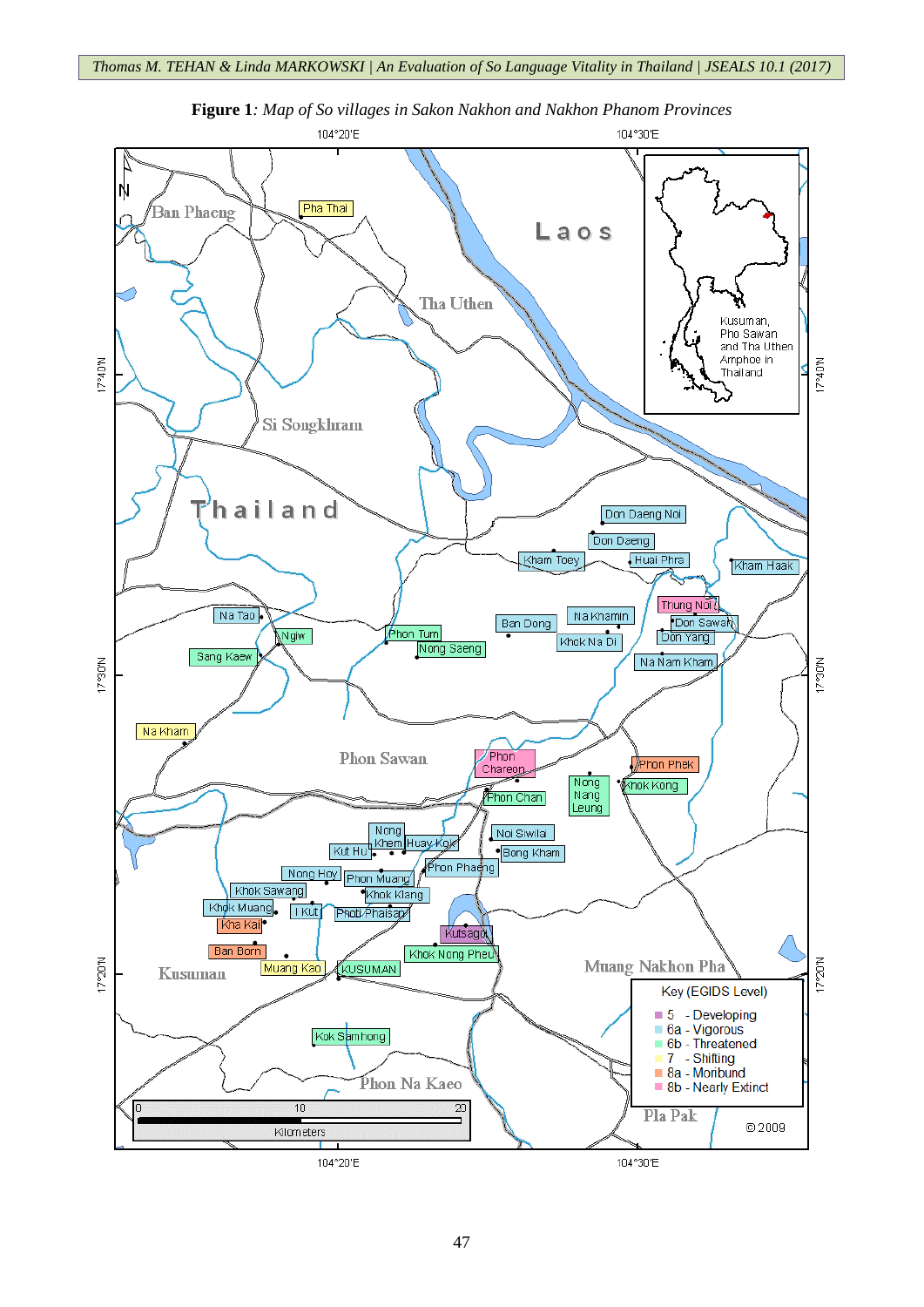**Figure 1**: *Map of So villages in Sakon Nakhon and Nakhon Phanom Provinces*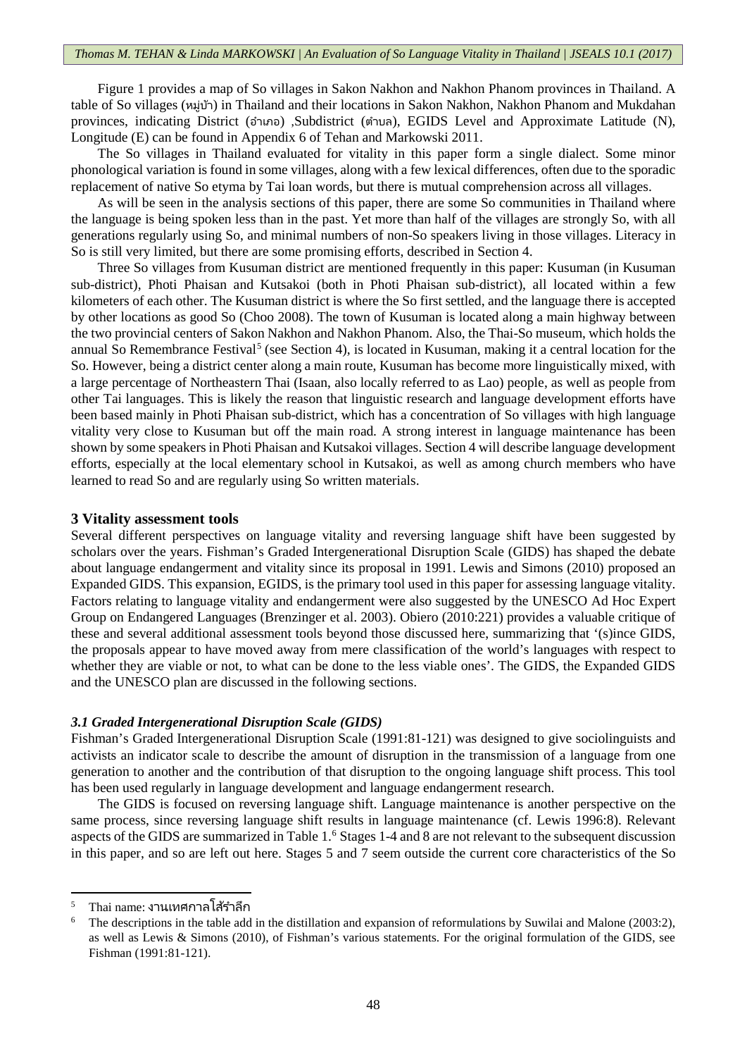Figure 1 provides a map of So villages in Sakon Nakhon and Nakhon Phanom provinces in Thailand. A table of So villages (หมู่บ้าน) in Thailand and their locations in Sakon Nakhon, Nakhon Phanom and Mukdahan provinces, indicating District (อำเภอ) ,Subdistrict (ตำบล), EGIDS Level and Approximate Latitude (N), Longitude (E) can be found in Appendix 6 of Tehan and Markowski 2011.

The So villages in Thailand evaluated for vitality in this paper form a single dialect. Some minor phonological variation is found in some villages, along with a few lexical differences, often due to the sporadic replacement of native So etyma by Tai loan words, but there is mutual comprehension across all villages.

As will be seen in the analysis sections of this paper, there are some So communities in Thailand where the language is being spoken less than in the past. Yet more than half of the villages are strongly So, with all generations regularly using So, and minimal numbers of non-So speakers living in those villages. Literacy in So is still very limited, but there are some promising efforts, described in Section 4.

Three So villages from Kusuman district are mentioned frequently in this paper: Kusuman (in Kusuman sub-district), Photi Phaisan and Kutsakoi (both in Photi Phaisan sub-district), all located within a few kilometers of each other. The Kusuman district is where the So first settled, and the language there is accepted by other locations as good So (Choo 2008). The town of Kusuman is located along a main highway between the two provincial centers of Sakon Nakhon and Nakhon Phanom. Also, the Thai-So museum, which holds the annual So Remembrance Festival[5] (see Section 4), is located in Kusuman, making it a central location for the So. However, being a district center along a main route, Kusuman has become more linguistically mixed, with a large percentage of Northeastern Thai (Isaan, also locally referred to as Lao) people, as well as people from other Tai languages. This is likely the reason that linguistic research and language development efforts have been based mainly in Photi Phaisan sub-district, which has a concentration of So villages with high language vitality very close to Kusuman but off the main road. A strong interest in language maintenance has been shown by some speakers in Photi Phaisan and Kutsakoi villages. Section 4 will describe language development efforts, especially at the local elementary school in Kutsakoi, as well as among church members who have learned to read So and are regularly using So written materials.

## 3 Vitality assessment tools

Several different perspectives on language vitality and reversing language shift have been suggested by scholars over the years. Fishman's Graded Intergenerational Disruption Scale (GIDS) has shaped the debate about language endangerment and vitality since its proposal in 1991. Lewis and Simons (2010) proposed an Expanded GIDS. This expansion, EGIDS, is the primary tool used in this paper for assessing language vitality. Factors relating to language vitality and endangerment were also suggested by the UNESCO Ad Hoc Expert Group on Endangered Languages (Brenzinger et al. 2003). Obiero (2010:221) provides a valuable critique of these and several additional assessment tools beyond those discussed here, summarizing that '(s)ince GIDS, the proposals appear to have moved away from mere classification of the world's languages with respect to whether they are viable or not, to what can be done to the less viable ones'. The GIDS, the Expanded GIDS and the UNESCO plan are discussed in the following sections.

### *3.1 Graded Intergenerational Disruption Scale (GIDS)*

Fishman's Graded Intergenerational Disruption Scale (1991:81-121) was designed to give sociolinguists and activists an indicator scale to describe the amount of disruption in the transmission of a language from one generation to another and the contribution of that disruption to the ongoing language shift process. This tool has been used regularly in language development and language endangerment research.

The GIDS is focused on reversing language shift. Language maintenance is another perspective on the same process, since reversing language shift results in language maintenance (cf. Lewis 1996:8). Relevant aspects of the GIDS are summarized in Table 1.[6] Stages 1-4 and 8 are not relevant to the subsequent discussion in this paper, and so are left out here. Stages 5 and 7 seem outside the current core characteristics of the So

[5] Thai name: งานเทศกาลโส้รำลึก

[6] The descriptions in the table add in the distillation and expansion of reformulations by Suwilai and Malone (2003:2), as well as Lewis & Simons (2010), of Fishman's various statements. For the original formulation of the GIDS, see Fishman (1991:81-121).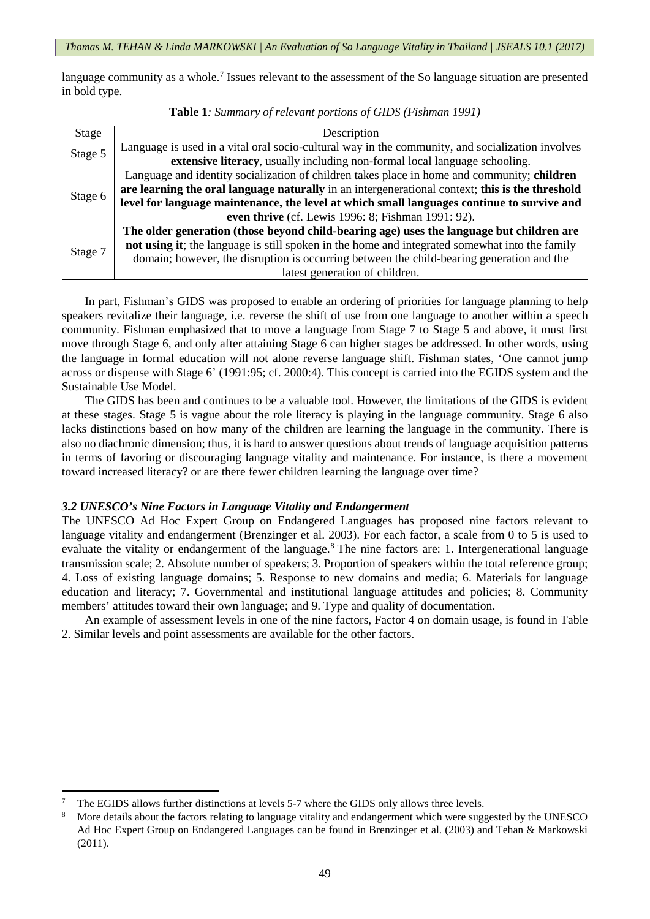language community as a whole.[7] Issues relevant to the assessment of the So language situation are presented in bold type.

**Table 1**: *Summary of relevant portions of GIDS (Fishman 1991)*

| Stage | Description |
|---|---|
| Stage 5 | Language is used in a vital oral socio-cultural way in the community, and socialization involves **extensive literacy**, usually including non-formal local language schooling. |
| Stage 6 | Language and identity socialization of children takes place in home and community; **children are learning the oral language naturally** in an intergenerational context; **this is the threshold level for language maintenance, the level at which small languages continue to survive and even thrive** (cf. Lewis 1996: 8; Fishman 1991: 92). |
| Stage 7 | **The older generation (those beyond child-bearing age) uses the language but children are not using it**; the language is still spoken in the home and integrated somewhat into the family domain; however, the disruption is occurring between the child-bearing generation and the latest generation of children. |

In part, Fishman's GIDS was proposed to enable an ordering of priorities for language planning to help speakers revitalize their language, i.e. reverse the shift of use from one language to another within a speech community. Fishman emphasized that to move a language from Stage 7 to Stage 5 and above, it must first move through Stage 6, and only after attaining Stage 6 can higher stages be addressed. In other words, using the language in formal education will not alone reverse language shift. Fishman states, 'One cannot jump across or dispense with Stage 6' (1991:95; cf. 2000:4). This concept is carried into the EGIDS system and the Sustainable Use Model.

The GIDS has been and continues to be a valuable tool. However, the limitations of the GIDS is evident at these stages. Stage 5 is vague about the role literacy is playing in the language community. Stage 6 also lacks distinctions based on how many of the children are learning the language in the community. There is also no diachronic dimension; thus, it is hard to answer questions about trends of language acquisition patterns in terms of favoring or discouraging language vitality and maintenance. For instance, is there a movement toward increased literacy? or are there fewer children learning the language over time?

### *3.2 UNESCO's Nine Factors in Language Vitality and Endangerment*

The UNESCO Ad Hoc Expert Group on Endangered Languages has proposed nine factors relevant to language vitality and endangerment (Brenzinger et al. 2003). For each factor, a scale from 0 to 5 is used to evaluate the vitality or endangerment of the language.[8] The nine factors are: 1. Intergenerational language transmission scale; 2. Absolute number of speakers; 3. Proportion of speakers within the total reference group; 4. Loss of existing language domains; 5. Response to new domains and media; 6. Materials for language education and literacy; 7. Governmental and institutional language attitudes and policies; 8. Community members' attitudes toward their own language; and 9. Type and quality of documentation.

An example of assessment levels in one of the nine factors, Factor 4 on domain usage, is found in Table 2. Similar levels and point assessments are available for the other factors.

---

[7] The EGIDS allows further distinctions at levels 5-7 where the GIDS only allows three levels.

[8] More details about the factors relating to language vitality and endangerment which were suggested by the UNESCO Ad Hoc Expert Group on Endangered Languages can be found in Brenzinger et al. (2003) and Tehan & Markowski (2011).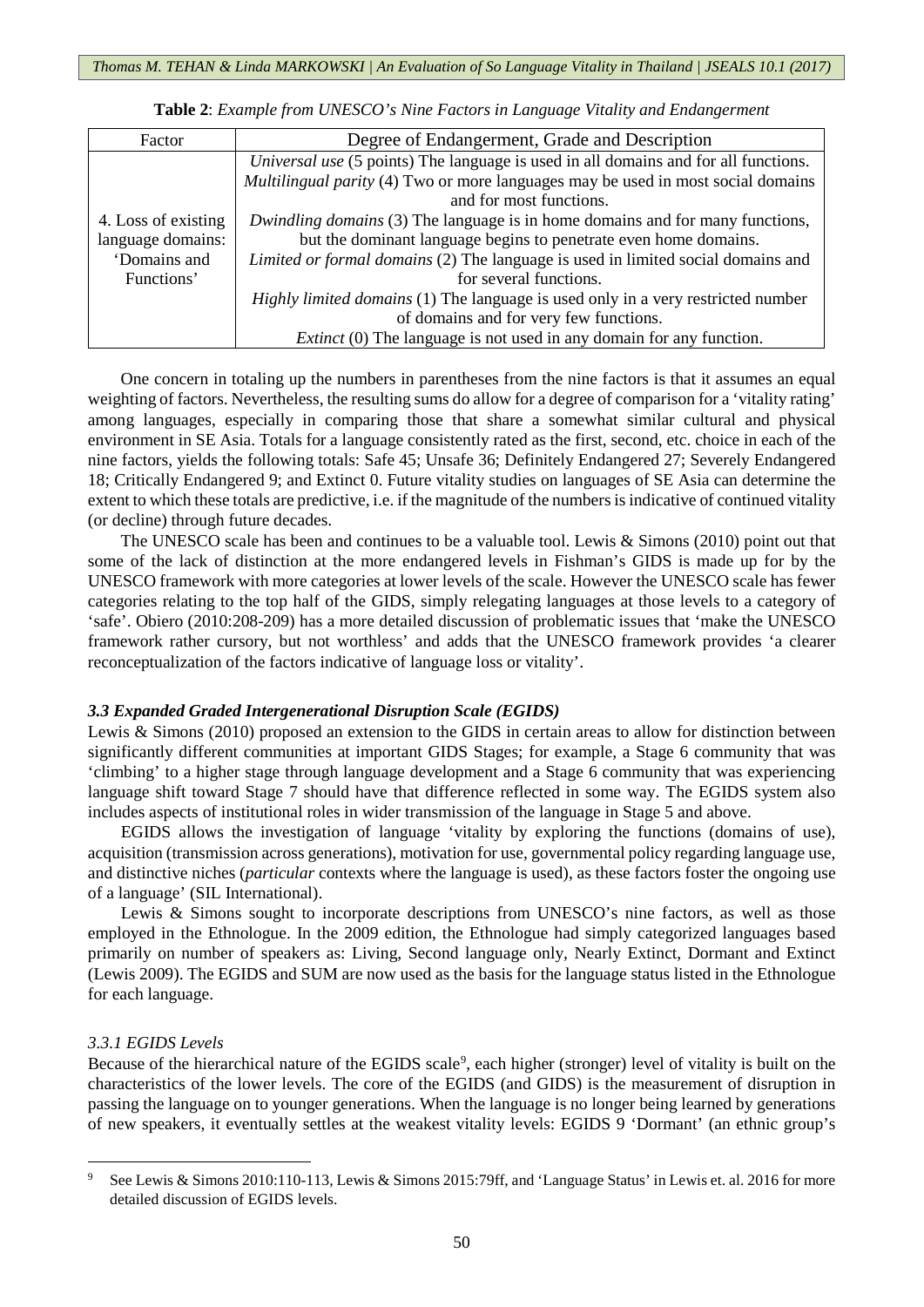**Table 2**: *Example from UNESCO's Nine Factors in Language Vitality and Endangerment*

| Factor | Degree of Endangerment, Grade and Description |
|---|---|
| 4. Loss of existing language domains: 'Domains and Functions' | *Universal use* (5 points) The language is used in all domains and for all functions. *Multilingual parity* (4) Two or more languages may be used in most social domains and for most functions. *Dwindling domains* (3) The language is in home domains and for many functions, but the dominant language begins to penetrate even home domains. *Limited or formal domains* (2) The language is used in limited social domains and for several functions. *Highly limited domains* (1) The language is used only in a very restricted number of domains and for very few functions. *Extinct* (0) The language is not used in any domain for any function. |

One concern in totaling up the numbers in parentheses from the nine factors is that it assumes an equal weighting of factors. Nevertheless, the resulting sums do allow for a degree of comparison for a 'vitality rating' among languages, especially in comparing those that share a somewhat similar cultural and physical environment in SE Asia. Totals for a language consistently rated as the first, second, etc. choice in each of the nine factors, yields the following totals: Safe 45; Unsafe 36; Definitely Endangered 27; Severely Endangered 18; Critically Endangered 9; and Extinct 0. Future vitality studies on languages of SE Asia can determine the extent to which these totals are predictive, i.e. if the magnitude of the numbers is indicative of continued vitality (or decline) through future decades.

The UNESCO scale has been and continues to be a valuable tool. Lewis & Simons (2010) point out that some of the lack of distinction at the more endangered levels in Fishman's GIDS is made up for by the UNESCO framework with more categories at lower levels of the scale. However the UNESCO scale has fewer categories relating to the top half of the GIDS, simply relegating languages at those levels to a category of 'safe'. Obiero (2010:208-209) has a more detailed discussion of problematic issues that 'make the UNESCO framework rather cursory, but not worthless' and adds that the UNESCO framework provides 'a clearer reconceptualization of the factors indicative of language loss or vitality'.

### *3.3 Expanded Graded Intergenerational Disruption Scale (EGIDS)*

Lewis & Simons (2010) proposed an extension to the GIDS in certain areas to allow for distinction between significantly different communities at important GIDS Stages; for example, a Stage 6 community that was 'climbing' to a higher stage through language development and a Stage 6 community that was experiencing language shift toward Stage 7 should have that difference reflected in some way. The EGIDS system also includes aspects of institutional roles in wider transmission of the language in Stage 5 and above.

EGIDS allows the investigation of language 'vitality by exploring the functions (domains of use), acquisition (transmission across generations), motivation for use, governmental policy regarding language use, and distinctive niches (*particular* contexts where the language is used), as these factors foster the ongoing use of a language' (SIL International).

Lewis & Simons sought to incorporate descriptions from UNESCO's nine factors, as well as those employed in the Ethnologue. In the 2009 edition, the Ethnologue had simply categorized languages based primarily on number of speakers as: Living, Second language only, Nearly Extinct, Dormant and Extinct (Lewis 2009). The EGIDS and SUM are now used as the basis for the language status listed in the Ethnologue for each language.

#### *3.3.1 EGIDS Levels*

Because of the hierarchical nature of the EGIDS scale[9], each higher (stronger) level of vitality is built on the characteristics of the lower levels. The core of the EGIDS (and GIDS) is the measurement of disruption in passing the language on to younger generations. When the language is no longer being learned by generations of new speakers, it eventually settles at the weakest vitality levels: EGIDS 9 'Dormant' (an ethnic group's

[9] See Lewis & Simons 2010:110-113, Lewis & Simons 2015:79ff, and 'Language Status' in Lewis et. al. 2016 for more detailed discussion of EGIDS levels.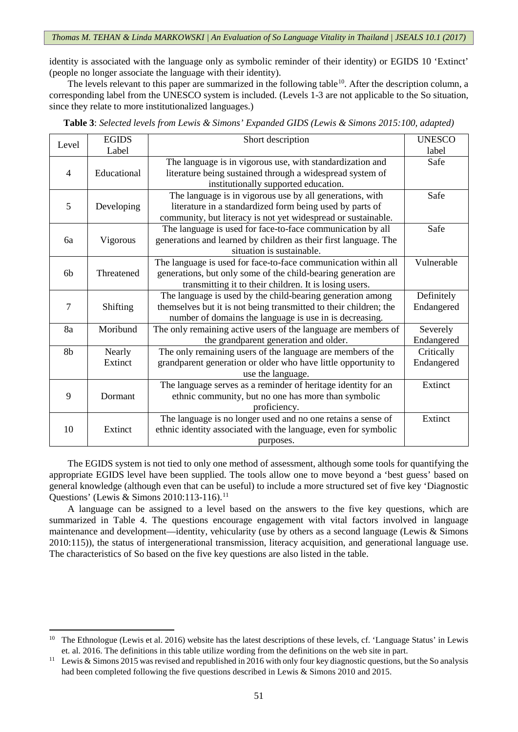identity is associated with the language only as symbolic reminder of their identity) or EGIDS 10 'Extinct' (people no longer associate the language with their identity).

The levels relevant to this paper are summarized in the following table[10]. After the description column, a corresponding label from the UNESCO system is included. (Levels 1-3 are not applicable to the So situation, since they relate to more institutionalized languages.)

**Table 3**: *Selected levels from Lewis & Simons' Expanded GIDS (Lewis & Simons 2015:100, adapted)*

| Level | EGIDS Label | Short description | UNESCO label |
|---|---|---|---|
| 4 | Educational | The language is in vigorous use, with standardization and literature being sustained through a widespread system of institutionally supported education. | Safe |
| 5 | Developing | The language is in vigorous use by all generations, with literature in a standardized form being used by parts of community, but literacy is not yet widespread or sustainable. | Safe |
| 6a | Vigorous | The language is used for face-to-face communication by all generations and learned by children as their first language. The situation is sustainable. | Safe |
| 6b | Threatened | The language is used for face-to-face communication within all generations, but only some of the child-bearing generation are transmitting it to their children. It is losing users. | Vulnerable |
| 7 | Shifting | The language is used by the child-bearing generation among themselves but it is not being transmitted to their children; the number of domains the language is use in is decreasing. | Definitely Endangered |
| 8a | Moribund | The only remaining active users of the language are members of the grandparent generation and older. | Severely Endangered |
| 8b | Nearly Extinct | The only remaining users of the language are members of the grandparent generation or older who have little opportunity to use the language. | Critically Endangered |
| 9 | Dormant | The language serves as a reminder of heritage identity for an ethnic community, but no one has more than symbolic proficiency. | Extinct |
| 10 | Extinct | The language is no longer used and no one retains a sense of ethnic identity associated with the language, even for symbolic purposes. | Extinct |

The EGIDS system is not tied to only one method of assessment, although some tools for quantifying the appropriate EGIDS level have been supplied. The tools allow one to move beyond a 'best guess' based on general knowledge (although even that can be useful) to include a more structured set of five key 'Diagnostic Questions' (Lewis & Simons 2010:113-116).[11]

A language can be assigned to a level based on the answers to the five key questions, which are summarized in Table 4. The questions encourage engagement with vital factors involved in language maintenance and development—identity, vehicularity (use by others as a second language (Lewis & Simons 2010:115)), the status of intergenerational transmission, literacy acquisition, and generational language use. The characteristics of So based on the five key questions are also listed in the table.

---

[10] The Ethnologue (Lewis et al. 2016) website has the latest descriptions of these levels, cf. 'Language Status' in Lewis et. al. 2016. The definitions in this table utilize wording from the definitions on the web site in part.

[11] Lewis & Simons 2015 was revised and republished in 2016 with only four key diagnostic questions, but the So analysis had been completed following the five questions described in Lewis & Simons 2010 and 2015.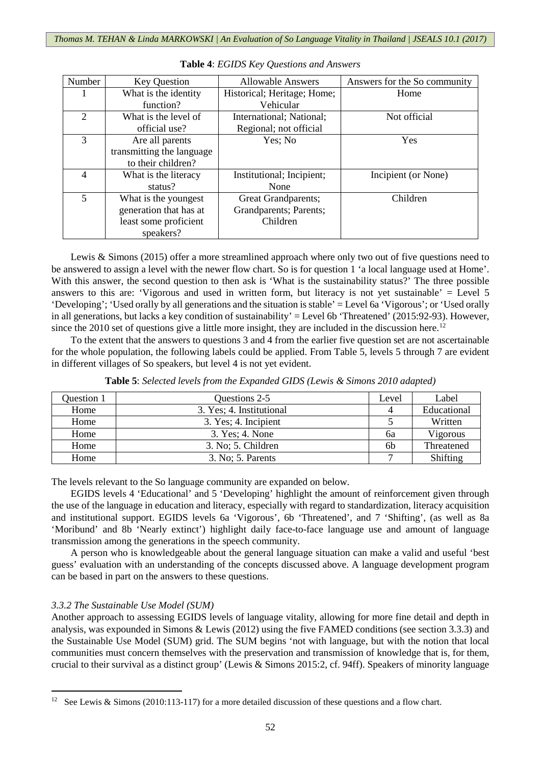**Table 4**: *EGIDS Key Questions and Answers*

| Number | Key Question | Allowable Answers | Answers for the So community |
|---|---|---|---|
| 1 | What is the identity function? | Historical; Heritage; Home; Vehicular | Home |
| 2 | What is the level of official use? | International; National; Regional; not official | Not official |
| 3 | Are all parents transmitting the language to their children? | Yes; No | Yes |
| 4 | What is the literacy status? | Institutional; Incipient; None | Incipient (or None) |
| 5 | What is the youngest generation that has at least some proficient speakers? | Great Grandparents; Grandparents; Parents; Children | Children |

Lewis & Simons (2015) offer a more streamlined approach where only two out of five questions need to be answered to assign a level with the newer flow chart. So is for question 1 'a local language used at Home'. With this answer, the second question to then ask is 'What is the sustainability status?' The three possible answers to this are: 'Vigorous and used in written form, but literacy is not yet sustainable' = Level 5 'Developing'; 'Used orally by all generations and the situation is stable' = Level 6a 'Vigorous'; or 'Used orally in all generations, but lacks a key condition of sustainability' = Level 6b 'Threatened' (2015:92-93). However, since the 2010 set of questions give a little more insight, they are included in the discussion here.[12]

To the extent that the answers to questions 3 and 4 from the earlier five question set are not ascertainable for the whole population, the following labels could be applied. From Table 5, levels 5 through 7 are evident in different villages of So speakers, but level 4 is not yet evident.

**Table 5**: *Selected levels from the Expanded GIDS (Lewis & Simons 2010 adapted)*

| Question 1 | Questions 2-5 | Level | Label |
|---|---|---|---|
| Home | 3. Yes; 4. Institutional | 4 | Educational |
| Home | 3. Yes; 4. Incipient | 5 | Written |
| Home | 3. Yes; 4. None | 6a | Vigorous |
| Home | 3. No; 5. Children | 6b | Threatened |
| Home | 3. No; 5. Parents | 7 | Shifting |

The levels relevant to the So language community are expanded on below.

EGIDS levels 4 'Educational' and 5 'Developing' highlight the amount of reinforcement given through the use of the language in education and literacy, especially with regard to standardization, literacy acquisition and institutional support. EGIDS levels 6a 'Vigorous', 6b 'Threatened', and 7 'Shifting', (as well as 8a 'Moribund' and 8b 'Nearly extinct') highlight daily face-to-face language use and amount of language transmission among the generations in the speech community.

A person who is knowledgeable about the general language situation can make a valid and useful 'best guess' evaluation with an understanding of the concepts discussed above. A language development program can be based in part on the answers to these questions.

### *3.3.2 The Sustainable Use Model (SUM)*

Another approach to assessing EGIDS levels of language vitality, allowing for more fine detail and depth in analysis, was expounded in Simons & Lewis (2012) using the five FAMED conditions (see section 3.3.3) and the Sustainable Use Model (SUM) grid. The SUM begins 'not with language, but with the notion that local communities must concern themselves with the preservation and transmission of knowledge that is, for them, crucial to their survival as a distinct group' (Lewis & Simons 2015:2, cf. 94ff). Speakers of minority language

---

[12] See Lewis & Simons (2010:113-117) for a more detailed discussion of these questions and a flow chart.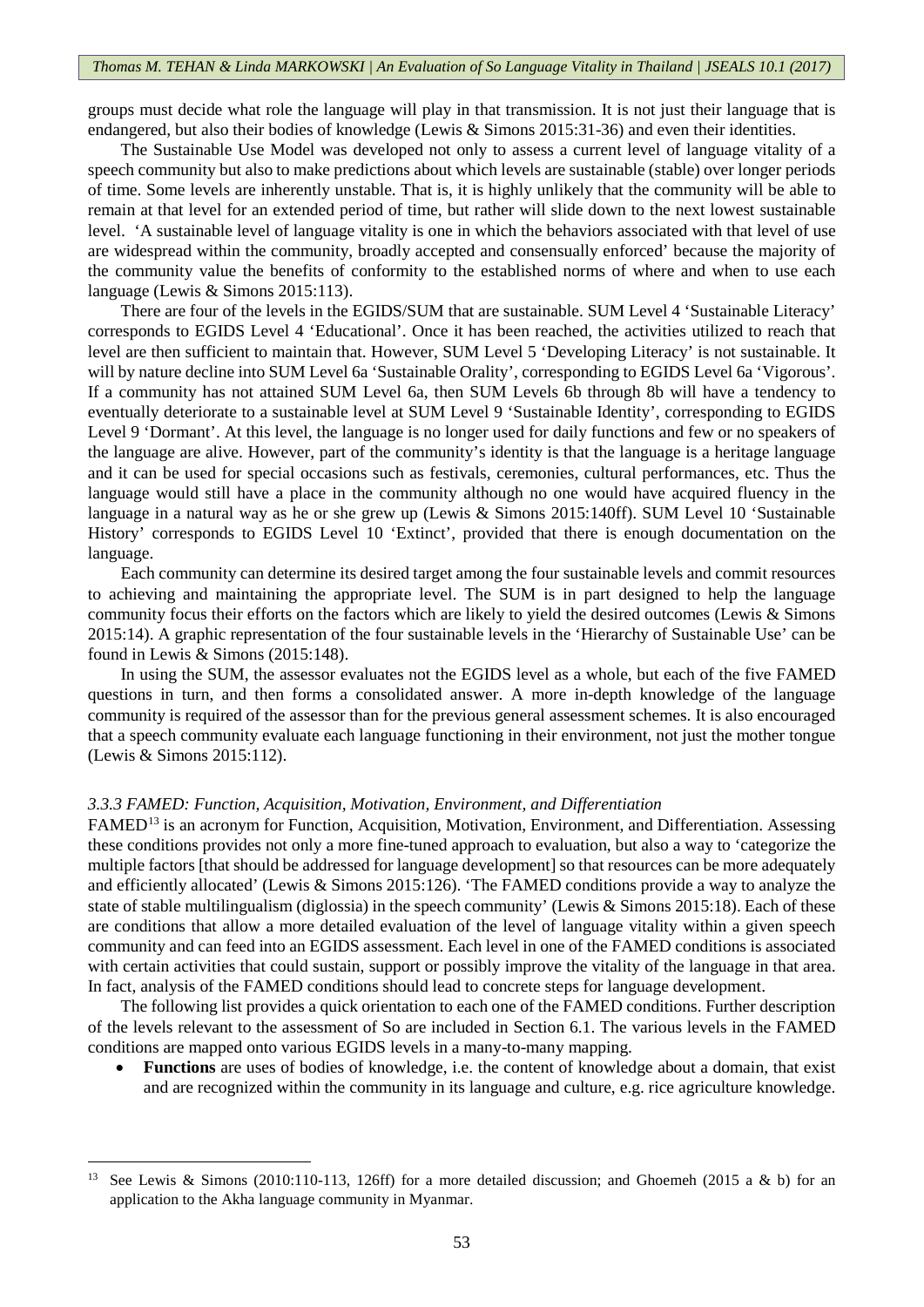groups must decide what role the language will play in that transmission. It is not just their language that is endangered, but also their bodies of knowledge (Lewis & Simons 2015:31-36) and even their identities.

The Sustainable Use Model was developed not only to assess a current level of language vitality of a speech community but also to make predictions about which levels are sustainable (stable) over longer periods of time. Some levels are inherently unstable. That is, it is highly unlikely that the community will be able to remain at that level for an extended period of time, but rather will slide down to the next lowest sustainable level. 'A sustainable level of language vitality is one in which the behaviors associated with that level of use are widespread within the community, broadly accepted and consensually enforced' because the majority of the community value the benefits of conformity to the established norms of where and when to use each language (Lewis & Simons 2015:113).

There are four of the levels in the EGIDS/SUM that are sustainable. SUM Level 4 'Sustainable Literacy' corresponds to EGIDS Level 4 'Educational'. Once it has been reached, the activities utilized to reach that level are then sufficient to maintain that. However, SUM Level 5 'Developing Literacy' is not sustainable. It will by nature decline into SUM Level 6a 'Sustainable Orality', corresponding to EGIDS Level 6a 'Vigorous'. If a community has not attained SUM Level 6a, then SUM Levels 6b through 8b will have a tendency to eventually deteriorate to a sustainable level at SUM Level 9 'Sustainable Identity', corresponding to EGIDS Level 9 'Dormant'. At this level, the language is no longer used for daily functions and few or no speakers of the language are alive. However, part of the community's identity is that the language is a heritage language and it can be used for special occasions such as festivals, ceremonies, cultural performances, etc. Thus the language would still have a place in the community although no one would have acquired fluency in the language in a natural way as he or she grew up (Lewis & Simons 2015:140ff). SUM Level 10 'Sustainable History' corresponds to EGIDS Level 10 'Extinct', provided that there is enough documentation on the language.

Each community can determine its desired target among the four sustainable levels and commit resources to achieving and maintaining the appropriate level. The SUM is in part designed to help the language community focus their efforts on the factors which are likely to yield the desired outcomes (Lewis & Simons 2015:14). A graphic representation of the four sustainable levels in the 'Hierarchy of Sustainable Use' can be found in Lewis & Simons (2015:148).

In using the SUM, the assessor evaluates not the EGIDS level as a whole, but each of the five FAMED questions in turn, and then forms a consolidated answer. A more in-depth knowledge of the language community is required of the assessor than for the previous general assessment schemes. It is also encouraged that a speech community evaluate each language functioning in their environment, not just the mother tongue (Lewis & Simons 2015:112).

### *3.3.3 FAMED: Function, Acquisition, Motivation, Environment, and Differentiation*

FAMED[13] is an acronym for Function, Acquisition, Motivation, Environment, and Differentiation. Assessing these conditions provides not only a more fine-tuned approach to evaluation, but also a way to 'categorize the multiple factors [that should be addressed for language development] so that resources can be more adequately and efficiently allocated' (Lewis & Simons 2015:126). 'The FAMED conditions provide a way to analyze the state of stable multilingualism (diglossia) in the speech community' (Lewis & Simons 2015:18). Each of these are conditions that allow a more detailed evaluation of the level of language vitality within a given speech community and can feed into an EGIDS assessment. Each level in one of the FAMED conditions is associated with certain activities that could sustain, support or possibly improve the vitality of the language in that area. In fact, analysis of the FAMED conditions should lead to concrete steps for language development.

The following list provides a quick orientation to each one of the FAMED conditions. Further description of the levels relevant to the assessment of So are included in Section 6.1. The various levels in the FAMED conditions are mapped onto various EGIDS levels in a many-to-many mapping.

- **Functions** are uses of bodies of knowledge, i.e. the content of knowledge about a domain, that exist and are recognized within the community in its language and culture, e.g. rice agriculture knowledge.

---

[13] See Lewis & Simons (2010:110-113, 126ff) for a more detailed discussion; and Ghoemeh (2015 a & b) for an application to the Akha language community in Myanmar.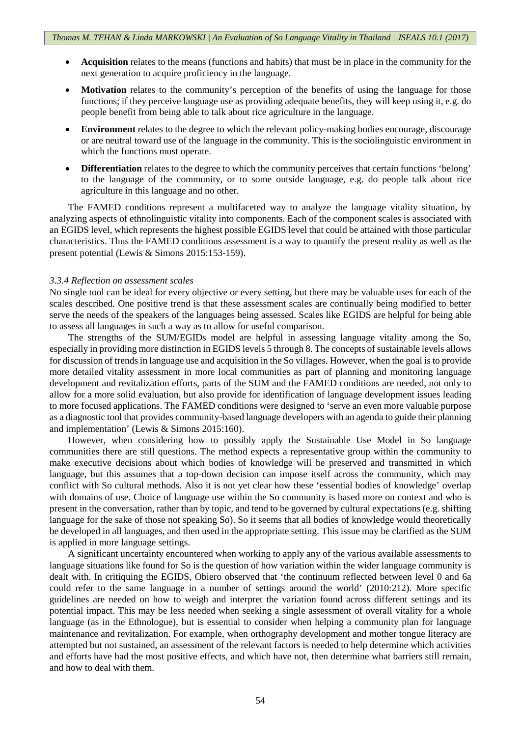- **Acquisition** relates to the means (functions and habits) that must be in place in the community for the next generation to acquire proficiency in the language.
- **Motivation** relates to the community's perception of the benefits of using the language for those functions; if they perceive language use as providing adequate benefits, they will keep using it, e.g. do people benefit from being able to talk about rice agriculture in the language.
- **Environment** relates to the degree to which the relevant policy-making bodies encourage, discourage or are neutral toward use of the language in the community. This is the sociolinguistic environment in which the functions must operate.
- **Differentiation** relates to the degree to which the community perceives that certain functions 'belong' to the language of the community, or to some outside language, e.g. do people talk about rice agriculture in this language and no other.

The FAMED conditions represent a multifaceted way to analyze the language vitality situation, by analyzing aspects of ethnolinguistic vitality into components. Each of the component scales is associated with an EGIDS level, which represents the highest possible EGIDS level that could be attained with those particular characteristics. Thus the FAMED conditions assessment is a way to quantify the present reality as well as the present potential (Lewis & Simons 2015:153-159).

#### *3.3.4 Reflection on assessment scales*

No single tool can be ideal for every objective or every setting, but there may be valuable uses for each of the scales described. One positive trend is that these assessment scales are continually being modified to better serve the needs of the speakers of the languages being assessed. Scales like EGIDS are helpful for being able to assess all languages in such a way as to allow for useful comparison.

The strengths of the SUM/EGIDs model are helpful in assessing language vitality among the So, especially in providing more distinction in EGIDS levels 5 through 8. The concepts of sustainable levels allows for discussion of trends in language use and acquisition in the So villages. However, when the goal is to provide more detailed vitality assessment in more local communities as part of planning and monitoring language development and revitalization efforts, parts of the SUM and the FAMED conditions are needed, not only to allow for a more solid evaluation, but also provide for identification of language development issues leading to more focused applications. The FAMED conditions were designed to 'serve an even more valuable purpose as a diagnostic tool that provides community-based language developers with an agenda to guide their planning and implementation' (Lewis & Simons 2015:160).

However, when considering how to possibly apply the Sustainable Use Model in So language communities there are still questions. The method expects a representative group within the community to make executive decisions about which bodies of knowledge will be preserved and transmitted in which language, but this assumes that a top-down decision can impose itself across the community, which may conflict with So cultural methods. Also it is not yet clear how these 'essential bodies of knowledge' overlap with domains of use. Choice of language use within the So community is based more on context and who is present in the conversation, rather than by topic, and tend to be governed by cultural expectations (e.g. shifting language for the sake of those not speaking So). So it seems that all bodies of knowledge would theoretically be developed in all languages, and then used in the appropriate setting. This issue may be clarified as the SUM is applied in more language settings.

A significant uncertainty encountered when working to apply any of the various available assessments to language situations like found for So is the question of how variation within the wider language community is dealt with. In critiquing the EGIDS, Obiero observed that 'the continuum reflected between level 0 and 6a could refer to the same language in a number of settings around the world' (2010:212). More specific guidelines are needed on how to weigh and interpret the variation found across different settings and its potential impact. This may be less needed when seeking a single assessment of overall vitality for a whole language (as in the Ethnologue), but is essential to consider when helping a community plan for language maintenance and revitalization. For example, when orthography development and mother tongue literacy are attempted but not sustained, an assessment of the relevant factors is needed to help determine which activities and efforts have had the most positive effects, and which have not, then determine what barriers still remain, and how to deal with them.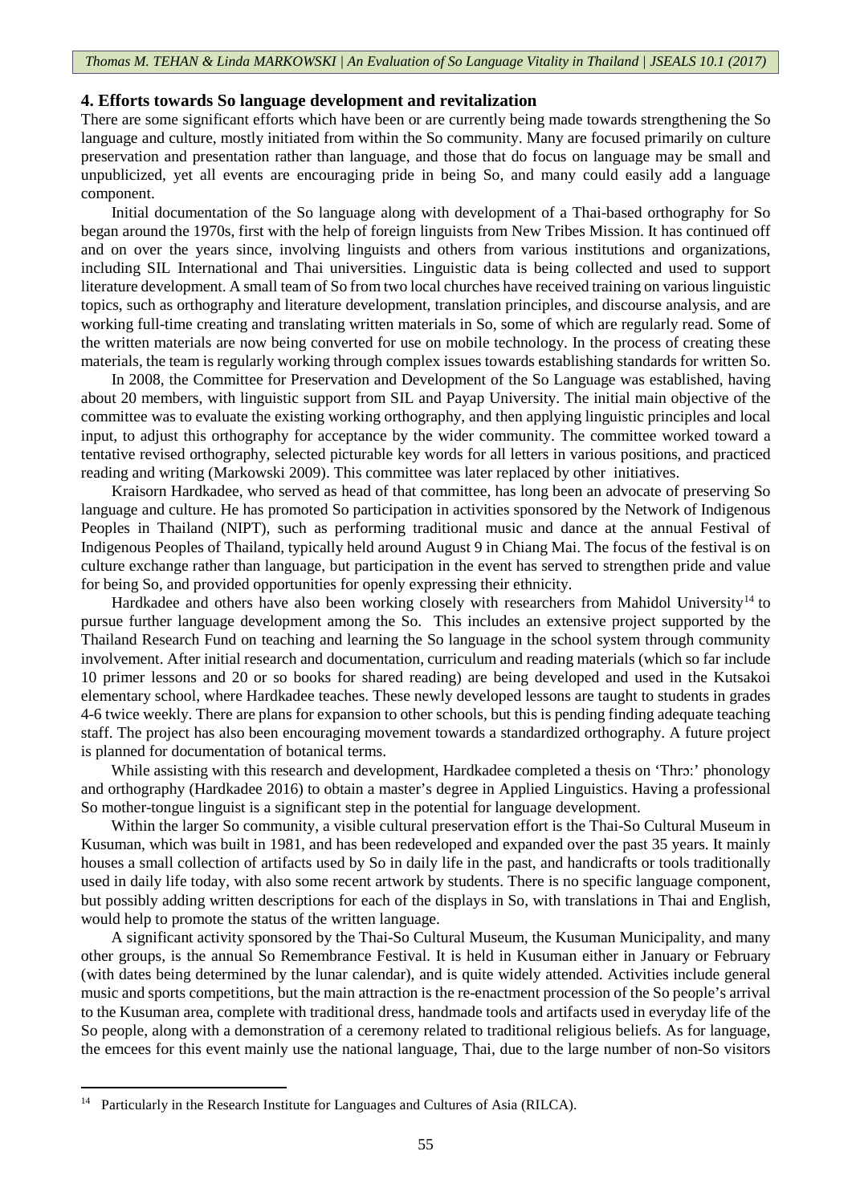## 4. Efforts towards So language development and revitalization

There are some significant efforts which have been or are currently being made towards strengthening the So language and culture, mostly initiated from within the So community. Many are focused primarily on culture preservation and presentation rather than language, and those that do focus on language may be small and unpublicized, yet all events are encouraging pride in being So, and many could easily add a language component.

Initial documentation of the So language along with development of a Thai-based orthography for So began around the 1970s, first with the help of foreign linguists from New Tribes Mission. It has continued off and on over the years since, involving linguists and others from various institutions and organizations, including SIL International and Thai universities. Linguistic data is being collected and used to support literature development. A small team of So from two local churches have received training on various linguistic topics, such as orthography and literature development, translation principles, and discourse analysis, and are working full-time creating and translating written materials in So, some of which are regularly read. Some of the written materials are now being converted for use on mobile technology. In the process of creating these materials, the team is regularly working through complex issues towards establishing standards for written So.

In 2008, the Committee for Preservation and Development of the So Language was established, having about 20 members, with linguistic support from SIL and Payap University. The initial main objective of the committee was to evaluate the existing working orthography, and then applying linguistic principles and local input, to adjust this orthography for acceptance by the wider community. The committee worked toward a tentative revised orthography, selected picturable key words for all letters in various positions, and practiced reading and writing (Markowski 2009). This committee was later replaced by other initiatives.

Kraisorn Hardkadee, who served as head of that committee, has long been an advocate of preserving So language and culture. He has promoted So participation in activities sponsored by the Network of Indigenous Peoples in Thailand (NIPT), such as performing traditional music and dance at the annual Festival of Indigenous Peoples of Thailand, typically held around August 9 in Chiang Mai. The focus of the festival is on culture exchange rather than language, but participation in the event has served to strengthen pride and value for being So, and provided opportunities for openly expressing their ethnicity.

Hardkadee and others have also been working closely with researchers from Mahidol University[14] to pursue further language development among the So. This includes an extensive project supported by the Thailand Research Fund on teaching and learning the So language in the school system through community involvement. After initial research and documentation, curriculum and reading materials (which so far include 10 primer lessons and 20 or so books for shared reading) are being developed and used in the Kutsakoi elementary school, where Hardkadee teaches. These newly developed lessons are taught to students in grades 4-6 twice weekly. There are plans for expansion to other schools, but this is pending finding adequate teaching staff. The project has also been encouraging movement towards a standardized orthography. A future project is planned for documentation of botanical terms.

While assisting with this research and development, Hardkadee completed a thesis on 'Thrɔː' phonology and orthography (Hardkadee 2016) to obtain a master's degree in Applied Linguistics. Having a professional So mother-tongue linguist is a significant step in the potential for language development.

Within the larger So community, a visible cultural preservation effort is the Thai-So Cultural Museum in Kusuman, which was built in 1981, and has been redeveloped and expanded over the past 35 years. It mainly houses a small collection of artifacts used by So in daily life in the past, and handicrafts or tools traditionally used in daily life today, with also some recent artwork by students. There is no specific language component, but possibly adding written descriptions for each of the displays in So, with translations in Thai and English, would help to promote the status of the written language.

A significant activity sponsored by the Thai-So Cultural Museum, the Kusuman Municipality, and many other groups, is the annual So Remembrance Festival. It is held in Kusuman either in January or February (with dates being determined by the lunar calendar), and is quite widely attended. Activities include general music and sports competitions, but the main attraction is the re-enactment procession of the So people's arrival to the Kusuman area, complete with traditional dress, handmade tools and artifacts used in everyday life of the So people, along with a demonstration of a ceremony related to traditional religious beliefs. As for language, the emcees for this event mainly use the national language, Thai, due to the large number of non-So visitors

---

[14] Particularly in the Research Institute for Languages and Cultures of Asia (RILCA).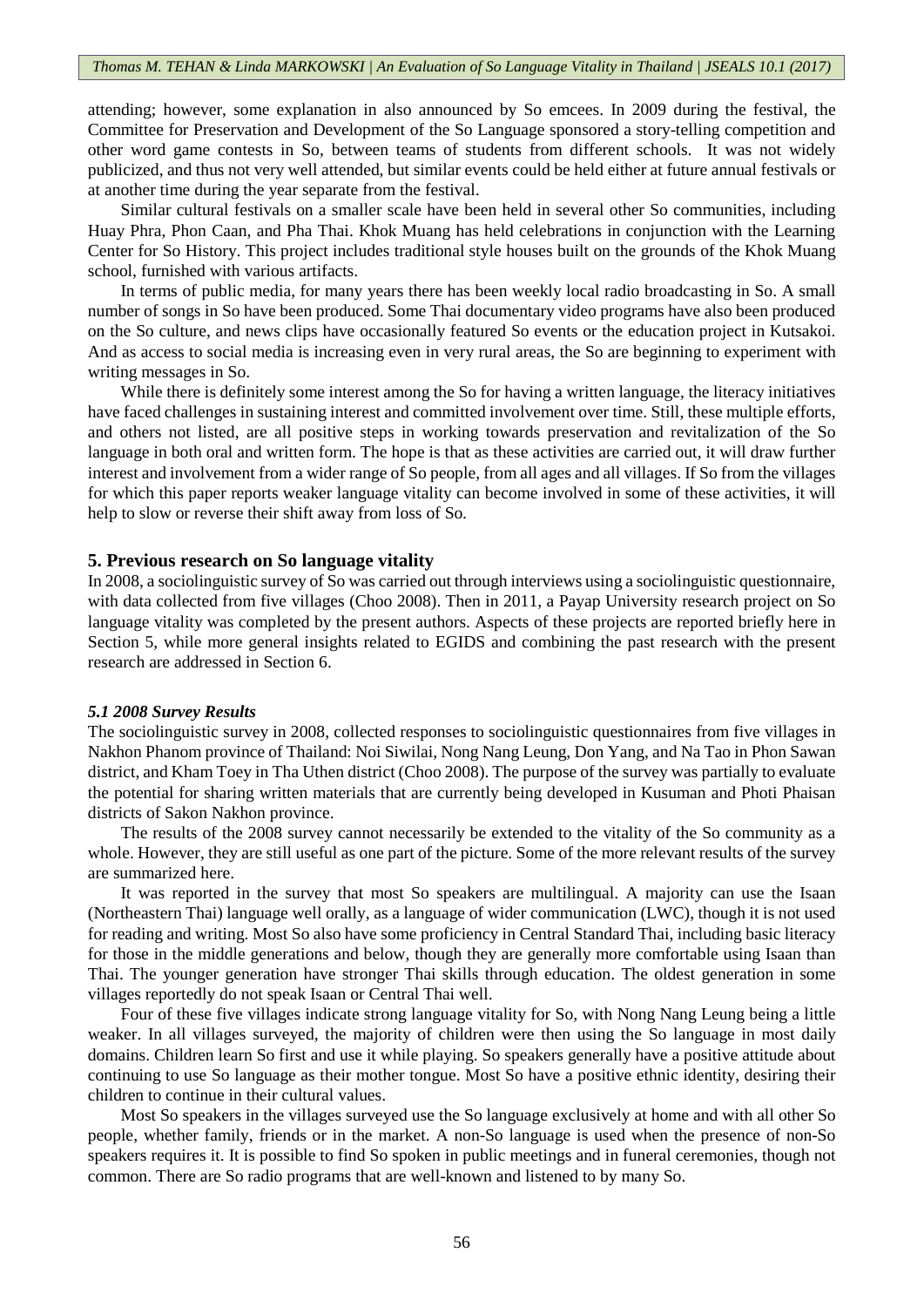attending; however, some explanation in also announced by So emcees. In 2009 during the festival, the Committee for Preservation and Development of the So Language sponsored a story-telling competition and other word game contests in So, between teams of students from different schools. It was not widely publicized, and thus not very well attended, but similar events could be held either at future annual festivals or at another time during the year separate from the festival.

Similar cultural festivals on a smaller scale have been held in several other So communities, including Huay Phra, Phon Caan, and Pha Thai. Khok Muang has held celebrations in conjunction with the Learning Center for So History. This project includes traditional style houses built on the grounds of the Khok Muang school, furnished with various artifacts.

In terms of public media, for many years there has been weekly local radio broadcasting in So. A small number of songs in So have been produced. Some Thai documentary video programs have also been produced on the So culture, and news clips have occasionally featured So events or the education project in Kutsakoi. And as access to social media is increasing even in very rural areas, the So are beginning to experiment with writing messages in So.

While there is definitely some interest among the So for having a written language, the literacy initiatives have faced challenges in sustaining interest and committed involvement over time. Still, these multiple efforts, and others not listed, are all positive steps in working towards preservation and revitalization of the So language in both oral and written form. The hope is that as these activities are carried out, it will draw further interest and involvement from a wider range of So people, from all ages and all villages. If So from the villages for which this paper reports weaker language vitality can become involved in some of these activities, it will help to slow or reverse their shift away from loss of So.

## 5. Previous research on So language vitality

In 2008, a sociolinguistic survey of So was carried out through interviews using a sociolinguistic questionnaire, with data collected from five villages (Choo 2008). Then in 2011, a Payap University research project on So language vitality was completed by the present authors. Aspects of these projects are reported briefly here in Section 5, while more general insights related to EGIDS and combining the past research with the present research are addressed in Section 6.

### *5.1 2008 Survey Results*

The sociolinguistic survey in 2008, collected responses to sociolinguistic questionnaires from five villages in Nakhon Phanom province of Thailand: Noi Siwilai, Nong Nang Leung, Don Yang, and Na Tao in Phon Sawan district, and Kham Toey in Tha Uthen district (Choo 2008). The purpose of the survey was partially to evaluate the potential for sharing written materials that are currently being developed in Kusuman and Photi Phaisan districts of Sakon Nakhon province.

The results of the 2008 survey cannot necessarily be extended to the vitality of the So community as a whole. However, they are still useful as one part of the picture. Some of the more relevant results of the survey are summarized here.

It was reported in the survey that most So speakers are multilingual. A majority can use the Isaan (Northeastern Thai) language well orally, as a language of wider communication (LWC), though it is not used for reading and writing. Most So also have some proficiency in Central Standard Thai, including basic literacy for those in the middle generations and below, though they are generally more comfortable using Isaan than Thai. The younger generation have stronger Thai skills through education. The oldest generation in some villages reportedly do not speak Isaan or Central Thai well.

Four of these five villages indicate strong language vitality for So, with Nong Nang Leung being a little weaker. In all villages surveyed, the majority of children were then using the So language in most daily domains. Children learn So first and use it while playing. So speakers generally have a positive attitude about continuing to use So language as their mother tongue. Most So have a positive ethnic identity, desiring their children to continue in their cultural values.

Most So speakers in the villages surveyed use the So language exclusively at home and with all other So people, whether family, friends or in the market. A non-So language is used when the presence of non-So speakers requires it. It is possible to find So spoken in public meetings and in funeral ceremonies, though not common. There are So radio programs that are well-known and listened to by many So.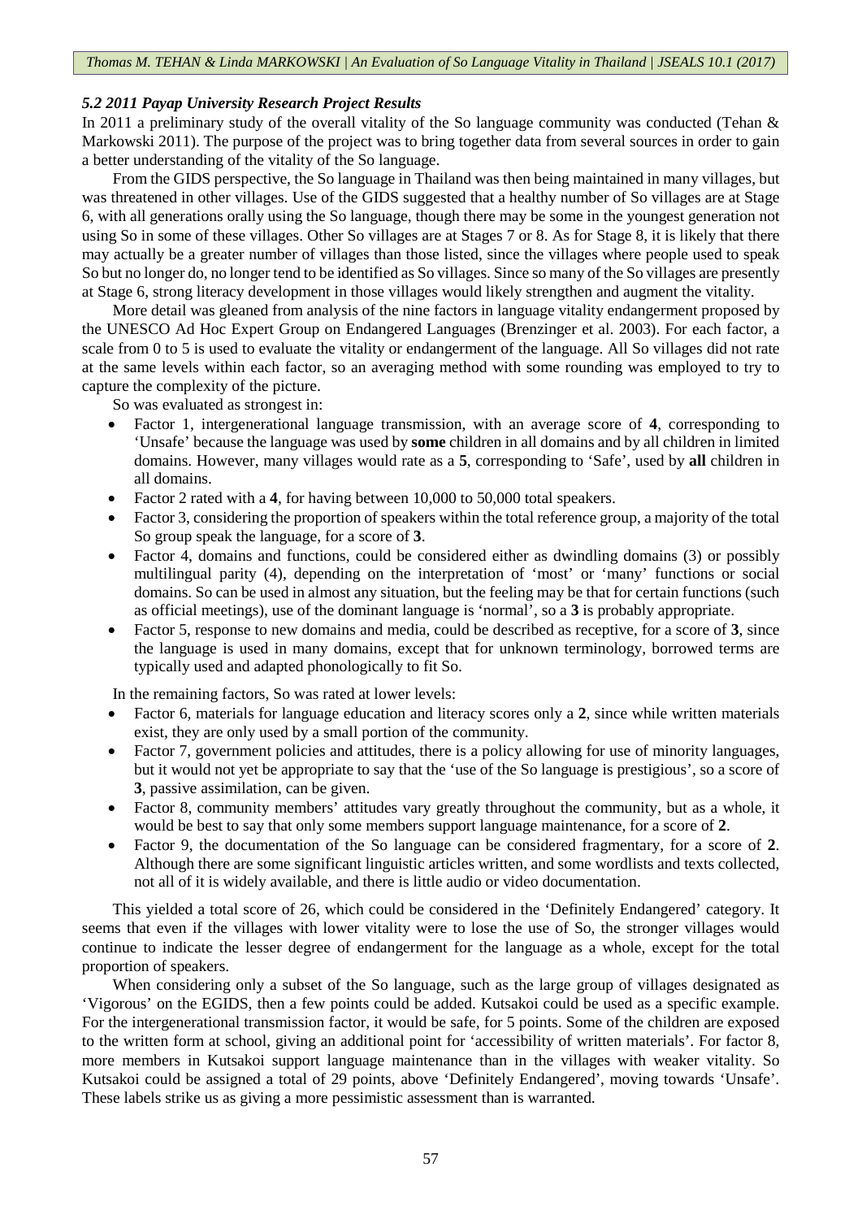### *5.2 2011 Payap University Research Project Results*

In 2011 a preliminary study of the overall vitality of the So language community was conducted (Tehan & Markowski 2011). The purpose of the project was to bring together data from several sources in order to gain a better understanding of the vitality of the So language.

From the GIDS perspective, the So language in Thailand was then being maintained in many villages, but was threatened in other villages. Use of the GIDS suggested that a healthy number of So villages are at Stage 6, with all generations orally using the So language, though there may be some in the youngest generation not using So in some of these villages. Other So villages are at Stages 7 or 8. As for Stage 8, it is likely that there may actually be a greater number of villages than those listed, since the villages where people used to speak So but no longer do, no longer tend to be identified as So villages. Since so many of the So villages are presently at Stage 6, strong literacy development in those villages would likely strengthen and augment the vitality.

More detail was gleaned from analysis of the nine factors in language vitality endangerment proposed by the UNESCO Ad Hoc Expert Group on Endangered Languages (Brenzinger et al. 2003). For each factor, a scale from 0 to 5 is used to evaluate the vitality or endangerment of the language. All So villages did not rate at the same levels within each factor, so an averaging method with some rounding was employed to try to capture the complexity of the picture.

So was evaluated as strongest in:

- Factor 1, intergenerational language transmission, with an average score of **4**, corresponding to 'Unsafe' because the language was used by **some** children in all domains and by all children in limited domains. However, many villages would rate as a **5**, corresponding to 'Safe', used by **all** children in all domains.
- Factor 2 rated with a **4**, for having between 10,000 to 50,000 total speakers.
- Factor 3, considering the proportion of speakers within the total reference group, a majority of the total So group speak the language, for a score of **3**.
- Factor 4, domains and functions, could be considered either as dwindling domains (3) or possibly multilingual parity (4), depending on the interpretation of 'most' or 'many' functions or social domains. So can be used in almost any situation, but the feeling may be that for certain functions (such as official meetings), use of the dominant language is 'normal', so a **3** is probably appropriate.
- Factor 5, response to new domains and media, could be described as receptive, for a score of **3**, since the language is used in many domains, except that for unknown terminology, borrowed terms are typically used and adapted phonologically to fit So.

In the remaining factors, So was rated at lower levels:

- Factor 6, materials for language education and literacy scores only a **2**, since while written materials exist, they are only used by a small portion of the community.
- Factor 7, government policies and attitudes, there is a policy allowing for use of minority languages, but it would not yet be appropriate to say that the 'use of the So language is prestigious', so a score of **3**, passive assimilation, can be given.
- Factor 8, community members' attitudes vary greatly throughout the community, but as a whole, it would be best to say that only some members support language maintenance, for a score of **2**.
- Factor 9, the documentation of the So language can be considered fragmentary, for a score of **2**. Although there are some significant linguistic articles written, and some wordlists and texts collected, not all of it is widely available, and there is little audio or video documentation.

This yielded a total score of 26, which could be considered in the 'Definitely Endangered' category. It seems that even if the villages with lower vitality were to lose the use of So, the stronger villages would continue to indicate the lesser degree of endangerment for the language as a whole, except for the total proportion of speakers.

When considering only a subset of the So language, such as the large group of villages designated as 'Vigorous' on the EGIDS, then a few points could be added. Kutsakoi could be used as a specific example. For the intergenerational transmission factor, it would be safe, for 5 points. Some of the children are exposed to the written form at school, giving an additional point for 'accessibility of written materials'. For factor 8, more members in Kutsakoi support language maintenance than in the villages with weaker vitality. So Kutsakoi could be assigned a total of 29 points, above 'Definitely Endangered', moving towards 'Unsafe'. These labels strike us as giving a more pessimistic assessment than is warranted.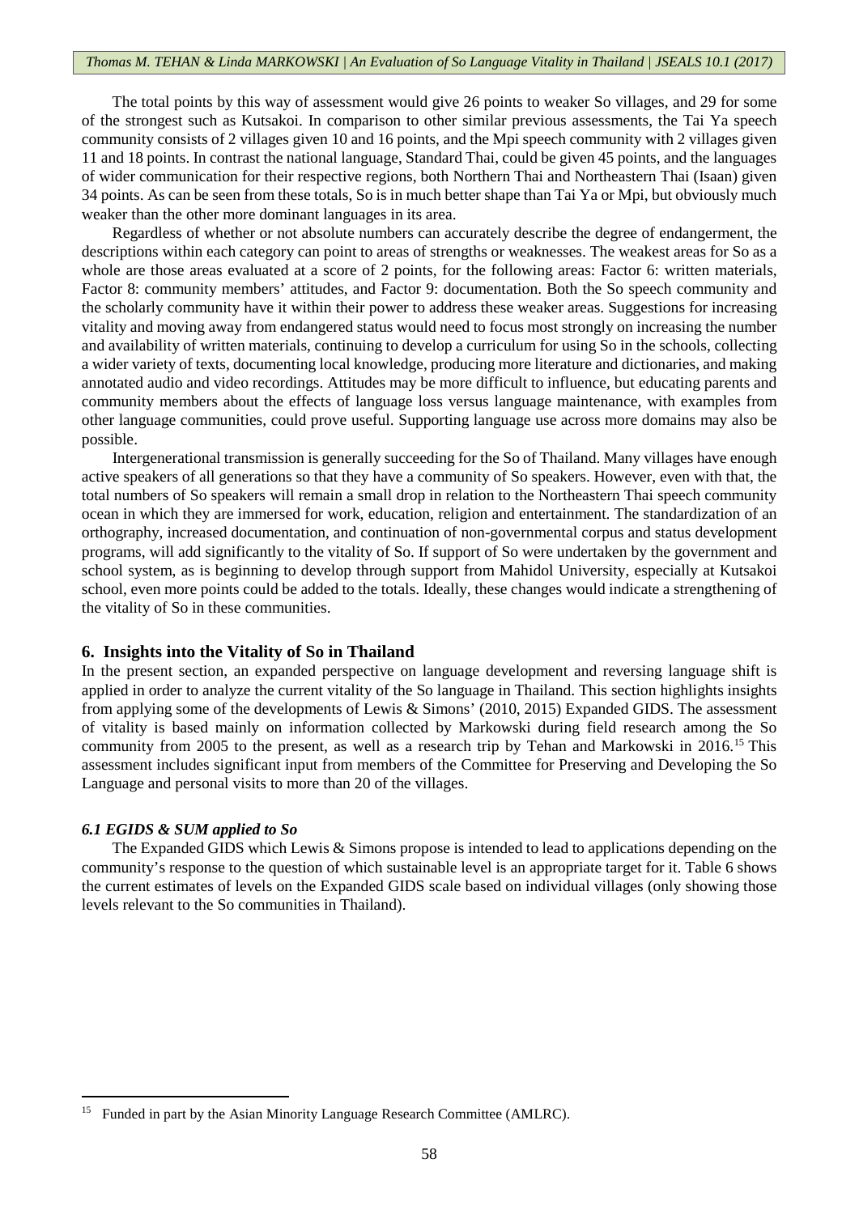The total points by this way of assessment would give 26 points to weaker So villages, and 29 for some of the strongest such as Kutsakoi. In comparison to other similar previous assessments, the Tai Ya speech community consists of 2 villages given 10 and 16 points, and the Mpi speech community with 2 villages given 11 and 18 points. In contrast the national language, Standard Thai, could be given 45 points, and the languages of wider communication for their respective regions, both Northern Thai and Northeastern Thai (Isaan) given 34 points. As can be seen from these totals, So is in much better shape than Tai Ya or Mpi, but obviously much weaker than the other more dominant languages in its area.

Regardless of whether or not absolute numbers can accurately describe the degree of endangerment, the descriptions within each category can point to areas of strengths or weaknesses. The weakest areas for So as a whole are those areas evaluated at a score of 2 points, for the following areas: Factor 6: written materials, Factor 8: community members' attitudes, and Factor 9: documentation. Both the So speech community and the scholarly community have it within their power to address these weaker areas. Suggestions for increasing vitality and moving away from endangered status would need to focus most strongly on increasing the number and availability of written materials, continuing to develop a curriculum for using So in the schools, collecting a wider variety of texts, documenting local knowledge, producing more literature and dictionaries, and making annotated audio and video recordings. Attitudes may be more difficult to influence, but educating parents and community members about the effects of language loss versus language maintenance, with examples from other language communities, could prove useful. Supporting language use across more domains may also be possible.

Intergenerational transmission is generally succeeding for the So of Thailand. Many villages have enough active speakers of all generations so that they have a community of So speakers. However, even with that, the total numbers of So speakers will remain a small drop in relation to the Northeastern Thai speech community ocean in which they are immersed for work, education, religion and entertainment. The standardization of an orthography, increased documentation, and continuation of non-governmental corpus and status development programs, will add significantly to the vitality of So. If support of So were undertaken by the government and school system, as is beginning to develop through support from Mahidol University, especially at Kutsakoi school, even more points could be added to the totals. Ideally, these changes would indicate a strengthening of the vitality of So in these communities.

## 6. Insights into the Vitality of So in Thailand

In the present section, an expanded perspective on language development and reversing language shift is applied in order to analyze the current vitality of the So language in Thailand. This section highlights insights from applying some of the developments of Lewis & Simons' (2010, 2015) Expanded GIDS. The assessment of vitality is based mainly on information collected by Markowski during field research among the So community from 2005 to the present, as well as a research trip by Tehan and Markowski in 2016.[15] This assessment includes significant input from members of the Committee for Preserving and Developing the So Language and personal visits to more than 20 of the villages.

### *6.1 EGIDS & SUM applied to So*

The Expanded GIDS which Lewis & Simons propose is intended to lead to applications depending on the community's response to the question of which sustainable level is an appropriate target for it. Table 6 shows the current estimates of levels on the Expanded GIDS scale based on individual villages (only showing those levels relevant to the So communities in Thailand).

---

[15] Funded in part by the Asian Minority Language Research Committee (AMLRC).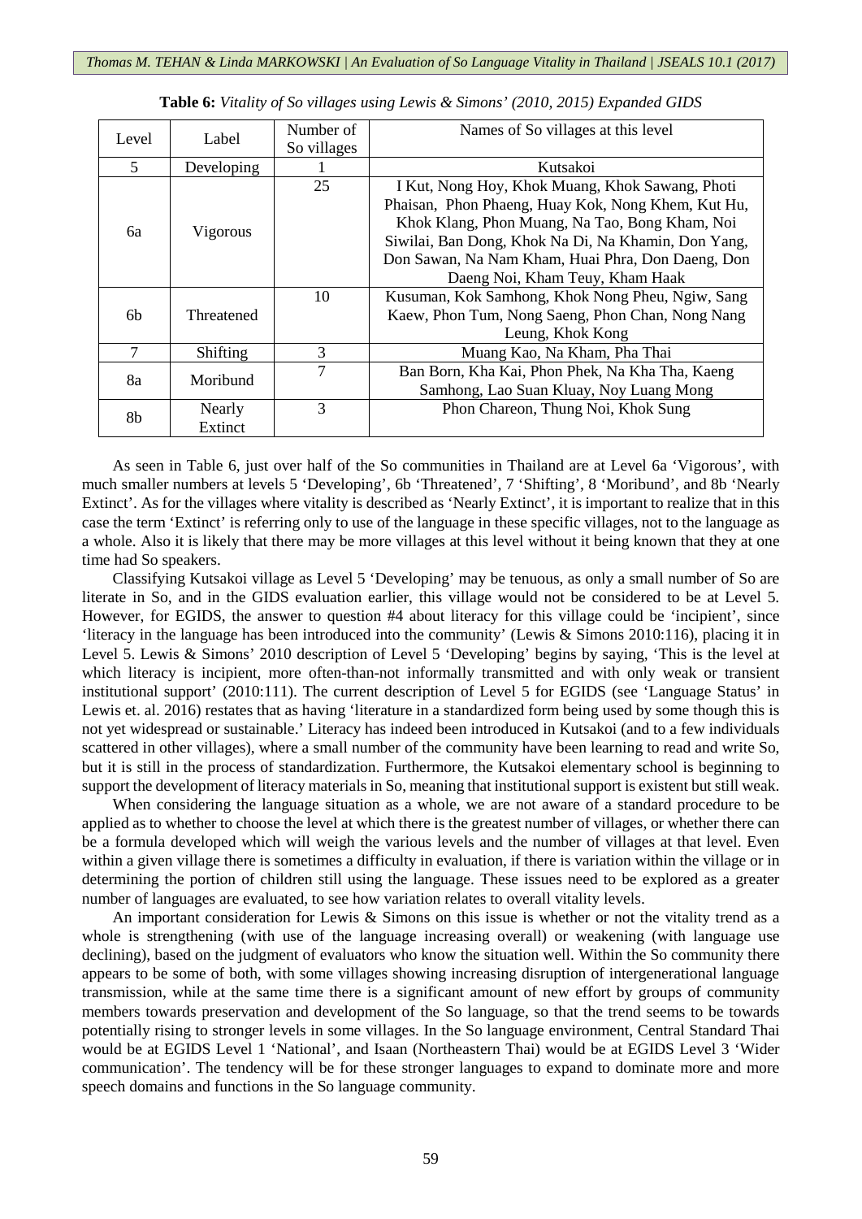**Table 6:** *Vitality of So villages using Lewis & Simons' (2010, 2015) Expanded GIDS*

| Level | Label | Number of So villages | Names of So villages at this level |
|---|---|---|---|
| 5 | Developing | 1 | Kutsakoi |
| 6a | Vigorous | 25 | I Kut, Nong Hoy, Khok Muang, Khok Sawang, Photi Phaisan, Phon Phaeng, Huay Kok, Nong Khem, Kut Hu, Khok Klang, Phon Muang, Na Tao, Bong Kham, Noi Siwilai, Ban Dong, Khok Na Di, Na Khamin, Don Yang, Don Sawan, Na Nam Kham, Huai Phra, Don Daeng, Don Daeng Noi, Kham Teuy, Kham Haak |
| 6b | Threatened | 10 | Kusuman, Kok Samhong, Khok Nong Pheu, Ngiw, Sang Kaew, Phon Tum, Nong Saeng, Phon Chan, Nong Nang Leung, Khok Kong |
| 7 | Shifting | 3 | Muang Kao, Na Kham, Pha Thai |
| 8a | Moribund | 7 | Ban Born, Kha Kai, Phon Phek, Na Kha Tha, Kaeng Samhong, Lao Suan Kluay, Noy Luang Mong |
| 8b | Nearly Extinct | 3 | Phon Chareon, Thung Noi, Khok Sung |

As seen in Table 6, just over half of the So communities in Thailand are at Level 6a 'Vigorous', with much smaller numbers at levels 5 'Developing', 6b 'Threatened', 7 'Shifting', 8 'Moribund', and 8b 'Nearly Extinct'. As for the villages where vitality is described as 'Nearly Extinct', it is important to realize that in this case the term 'Extinct' is referring only to use of the language in these specific villages, not to the language as a whole. Also it is likely that there may be more villages at this level without it being known that they at one time had So speakers.

Classifying Kutsakoi village as Level 5 'Developing' may be tenuous, as only a small number of So are literate in So, and in the GIDS evaluation earlier, this village would not be considered to be at Level 5. However, for EGIDS, the answer to question #4 about literacy for this village could be 'incipient', since 'literacy in the language has been introduced into the community' (Lewis & Simons 2010:116), placing it in Level 5. Lewis & Simons' 2010 description of Level 5 'Developing' begins by saying, 'This is the level at which literacy is incipient, more often-than-not informally transmitted and with only weak or transient institutional support' (2010:111). The current description of Level 5 for EGIDS (see 'Language Status' in Lewis et. al. 2016) restates that as having 'literature in a standardized form being used by some though this is not yet widespread or sustainable.' Literacy has indeed been introduced in Kutsakoi (and to a few individuals scattered in other villages), where a small number of the community have been learning to read and write So, but it is still in the process of standardization. Furthermore, the Kutsakoi elementary school is beginning to support the development of literacy materials in So, meaning that institutional support is existent but still weak.

When considering the language situation as a whole, we are not aware of a standard procedure to be applied as to whether to choose the level at which there is the greatest number of villages, or whether there can be a formula developed which will weigh the various levels and the number of villages at that level. Even within a given village there is sometimes a difficulty in evaluation, if there is variation within the village or in determining the portion of children still using the language. These issues need to be explored as a greater number of languages are evaluated, to see how variation relates to overall vitality levels.

An important consideration for Lewis & Simons on this issue is whether or not the vitality trend as a whole is strengthening (with use of the language increasing overall) or weakening (with language use declining), based on the judgment of evaluators who know the situation well. Within the So community there appears to be some of both, with some villages showing increasing disruption of intergenerational language transmission, while at the same time there is a significant amount of new effort by groups of community members towards preservation and development of the So language, so that the trend seems to be towards potentially rising to stronger levels in some villages. In the So language environment, Central Standard Thai would be at EGIDS Level 1 'National', and Isaan (Northeastern Thai) would be at EGIDS Level 3 'Wider communication'. The tendency will be for these stronger languages to expand to dominate more and more speech domains and functions in the So language community.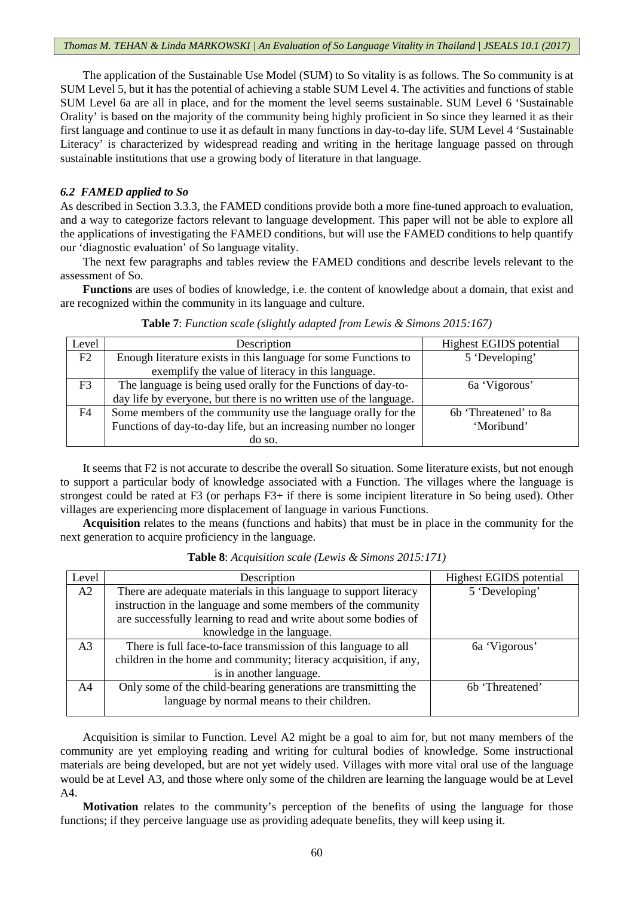The application of the Sustainable Use Model (SUM) to So vitality is as follows. The So community is at SUM Level 5, but it has the potential of achieving a stable SUM Level 4. The activities and functions of stable SUM Level 6a are all in place, and for the moment the level seems sustainable. SUM Level 6 'Sustainable Orality' is based on the majority of the community being highly proficient in So since they learned it as their first language and continue to use it as default in many functions in day-to-day life. SUM Level 4 'Sustainable Literacy' is characterized by widespread reading and writing in the heritage language passed on through sustainable institutions that use a growing body of literature in that language.

### *6.2 FAMED applied to So*

As described in Section 3.3.3, the FAMED conditions provide both a more fine-tuned approach to evaluation, and a way to categorize factors relevant to language development. This paper will not be able to explore all the applications of investigating the FAMED conditions, but will use the FAMED conditions to help quantify our 'diagnostic evaluation' of So language vitality.

The next few paragraphs and tables review the FAMED conditions and describe levels relevant to the assessment of So.

**Functions** are uses of bodies of knowledge, i.e. the content of knowledge about a domain, that exist and are recognized within the community in its language and culture.

**Table 7**: *Function scale (slightly adapted from Lewis & Simons 2015:167)*

| Level | Description | Highest EGIDS potential |
|---|---|---|
| F2 | Enough literature exists in this language for some Functions to exemplify the value of literacy in this language. | 5 'Developing' |
| F3 | The language is being used orally for the Functions of day-to-day life by everyone, but there is no written use of the language. | 6a 'Vigorous' |
| F4 | Some members of the community use the language orally for the Functions of day-to-day life, but an increasing number no longer do so. | 6b 'Threatened' to 8a 'Moribund' |

It seems that F2 is not accurate to describe the overall So situation. Some literature exists, but not enough to support a particular body of knowledge associated with a Function. The villages where the language is strongest could be rated at F3 (or perhaps F3+ if there is some incipient literature in So being used). Other villages are experiencing more displacement of language in various Functions.

**Acquisition** relates to the means (functions and habits) that must be in place in the community for the next generation to acquire proficiency in the language.

**Table 8**: *Acquisition scale (Lewis & Simons 2015:171)*

| Level | Description | Highest EGIDS potential |
|---|---|---|
| A2 | There are adequate materials in this language to support literacy instruction in the language and some members of the community are successfully learning to read and write about some bodies of knowledge in the language. | 5 'Developing' |
| A3 | There is full face-to-face transmission of this language to all children in the home and community; literacy acquisition, if any, is in another language. | 6a 'Vigorous' |
| A4 | Only some of the child-bearing generations are transmitting the language by normal means to their children. | 6b 'Threatened' |

Acquisition is similar to Function. Level A2 might be a goal to aim for, but not many members of the community are yet employing reading and writing for cultural bodies of knowledge. Some instructional materials are being developed, but are not yet widely used. Villages with more vital oral use of the language would be at Level A3, and those where only some of the children are learning the language would be at Level A4.

**Motivation** relates to the community's perception of the benefits of using the language for those functions; if they perceive language use as providing adequate benefits, they will keep using it.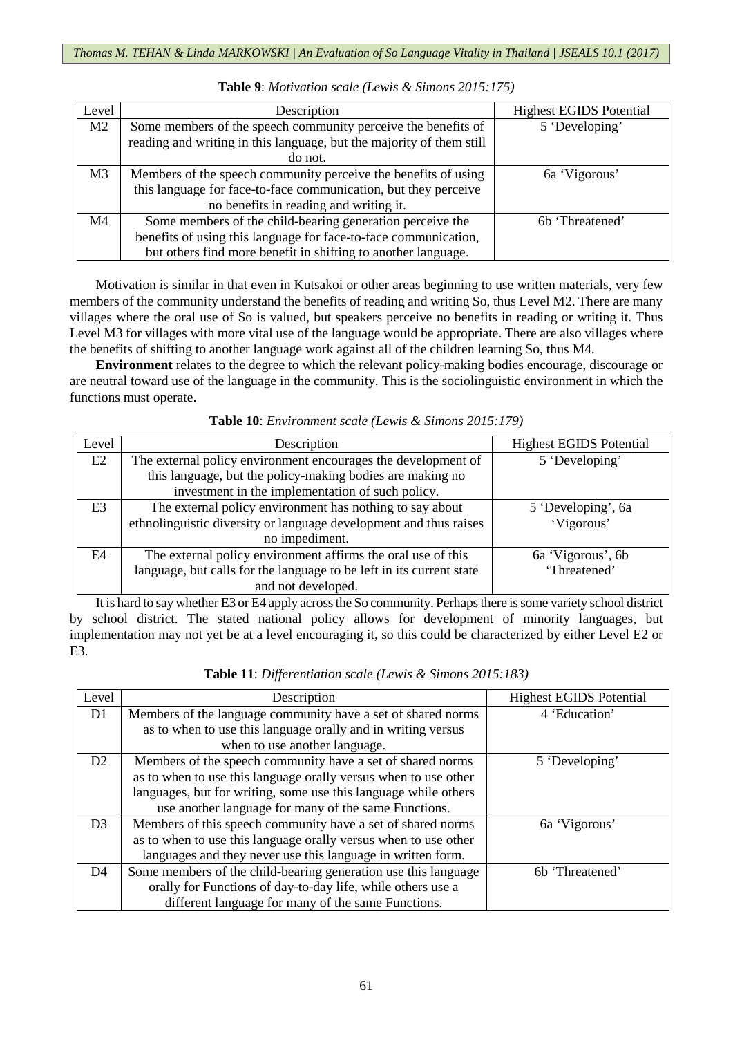**Table 9**: *Motivation scale (Lewis & Simons 2015:175)*

| Level | Description | Highest EGIDS Potential |
|---|---|---|
| M2 | Some members of the speech community perceive the benefits of reading and writing in this language, but the majority of them still do not. | 5 'Developing' |
| M3 | Members of the speech community perceive the benefits of using this language for face-to-face communication, but they perceive no benefits in reading and writing it. | 6a 'Vigorous' |
| M4 | Some members of the child-bearing generation perceive the benefits of using this language for face-to-face communication, but others find more benefit in shifting to another language. | 6b 'Threatened' |

Motivation is similar in that even in Kutsakoi or other areas beginning to use written materials, very few members of the community understand the benefits of reading and writing So, thus Level M2. There are many villages where the oral use of So is valued, but speakers perceive no benefits in reading or writing it. Thus Level M3 for villages with more vital use of the language would be appropriate. There are also villages where the benefits of shifting to another language work against all of the children learning So, thus M4.

**Environment** relates to the degree to which the relevant policy-making bodies encourage, discourage or are neutral toward use of the language in the community. This is the sociolinguistic environment in which the functions must operate.

**Table 10**: *Environment scale (Lewis & Simons 2015:179)*

| Level | Description | Highest EGIDS Potential |
|---|---|---|
| E2 | The external policy environment encourages the development of this language, but the policy-making bodies are making no investment in the implementation of such policy. | 5 'Developing' |
| E3 | The external policy environment has nothing to say about ethnolinguistic diversity or language development and thus raises no impediment. | 5 'Developing', 6a 'Vigorous' |
| E4 | The external policy environment affirms the oral use of this language, but calls for the language to be left in its current state and not developed. | 6a 'Vigorous', 6b 'Threatened' |

It is hard to say whether E3 or E4 apply across the So community. Perhaps there is some variety school district by school district. The stated national policy allows for development of minority languages, but implementation may not yet be at a level encouraging it, so this could be characterized by either Level E2 or E3.

**Table 11**: *Differentiation scale (Lewis & Simons 2015:183)*

| Level | Description | Highest EGIDS Potential |
|---|---|---|
| D1 | Members of the language community have a set of shared norms as to when to use this language orally and in writing versus when to use another language. | 4 'Education' |
| D2 | Members of the speech community have a set of shared norms as to when to use this language orally versus when to use other languages, but for writing, some use this language while others use another language for many of the same Functions. | 5 'Developing' |
| D3 | Members of this speech community have a set of shared norms as to when to use this language orally versus when to use other languages and they never use this language in written form. | 6a 'Vigorous' |
| D4 | Some members of the child-bearing generation use this language orally for Functions of day-to-day life, while others use a different language for many of the same Functions. | 6b 'Threatened' |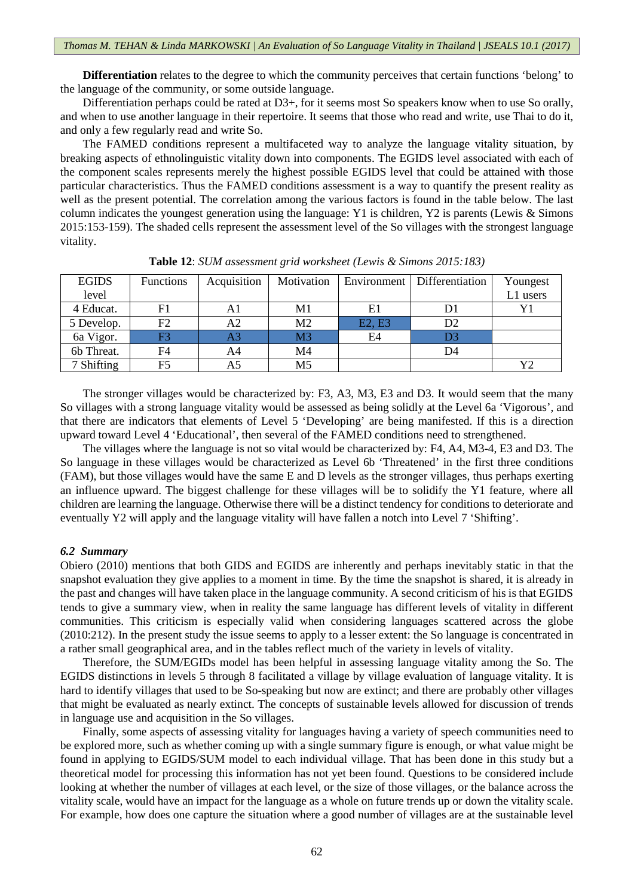**Differentiation** relates to the degree to which the community perceives that certain functions 'belong' to the language of the community, or some outside language.

Differentiation perhaps could be rated at D3+, for it seems most So speakers know when to use So orally, and when to use another language in their repertoire. It seems that those who read and write, use Thai to do it, and only a few regularly read and write So.

The FAMED conditions represent a multifaceted way to analyze the language vitality situation, by breaking aspects of ethnolinguistic vitality down into components. The EGIDS level associated with each of the component scales represents merely the highest possible EGIDS level that could be attained with those particular characteristics. Thus the FAMED conditions assessment is a way to quantify the present reality as well as the present potential. The correlation among the various factors is found in the table below. The last column indicates the youngest generation using the language: Y1 is children, Y2 is parents (Lewis & Simons 2015:153-159). The shaded cells represent the assessment level of the So villages with the strongest language vitality.

**Table 12**: *SUM assessment grid worksheet (Lewis & Simons 2015:183)*

| EGIDS level | Functions | Acquisition | Motivation | Environment | Differentiation | Youngest L1 users |
|---|---|---|---|---|---|---|
| 4 Educat. | F1 | A1 | M1 | E1 | D1 | Y1 |
| 5 Develop. | F2 | A2 | M2 | E2, E3 | D2 | |
| 6a Vigor. | F3 | A3 | M3 | E4 | D3 | |
| 6b Threat. | F4 | A4 | M4 | | D4 | |
| 7 Shifting | F5 | A5 | M5 | | | Y2 |

The stronger villages would be characterized by: F3, A3, M3, E3 and D3. It would seem that the many So villages with a strong language vitality would be assessed as being solidly at the Level 6a 'Vigorous', and that there are indicators that elements of Level 5 'Developing' are being manifested. If this is a direction upward toward Level 4 'Educational', then several of the FAMED conditions need to strengthened.

The villages where the language is not so vital would be characterized by: F4, A4, M3-4, E3 and D3. The So language in these villages would be characterized as Level 6b 'Threatened' in the first three conditions (FAM), but those villages would have the same E and D levels as the stronger villages, thus perhaps exerting an influence upward. The biggest challenge for these villages will be to solidify the Y1 feature, where all children are learning the language. Otherwise there will be a distinct tendency for conditions to deteriorate and eventually Y2 will apply and the language vitality will have fallen a notch into Level 7 'Shifting'.

### *6.2 Summary*

Obiero (2010) mentions that both GIDS and EGIDS are inherently and perhaps inevitably static in that the snapshot evaluation they give applies to a moment in time. By the time the snapshot is shared, it is already in the past and changes will have taken place in the language community. A second criticism of his is that EGIDS tends to give a summary view, when in reality the same language has different levels of vitality in different communities. This criticism is especially valid when considering languages scattered across the globe (2010:212). In the present study the issue seems to apply to a lesser extent: the So language is concentrated in a rather small geographical area, and in the tables reflect much of the variety in levels of vitality.

Therefore, the SUM/EGIDs model has been helpful in assessing language vitality among the So. The EGIDS distinctions in levels 5 through 8 facilitated a village by village evaluation of language vitality. It is hard to identify villages that used to be So-speaking but now are extinct; and there are probably other villages that might be evaluated as nearly extinct. The concepts of sustainable levels allowed for discussion of trends in language use and acquisition in the So villages.

Finally, some aspects of assessing vitality for languages having a variety of speech communities need to be explored more, such as whether coming up with a single summary figure is enough, or what value might be found in applying to EGIDS/SUM model to each individual village. That has been done in this study but a theoretical model for processing this information has not yet been found. Questions to be considered include looking at whether the number of villages at each level, or the size of those villages, or the balance across the vitality scale, would have an impact for the language as a whole on future trends up or down the vitality scale. For example, how does one capture the situation where a good number of villages are at the sustainable level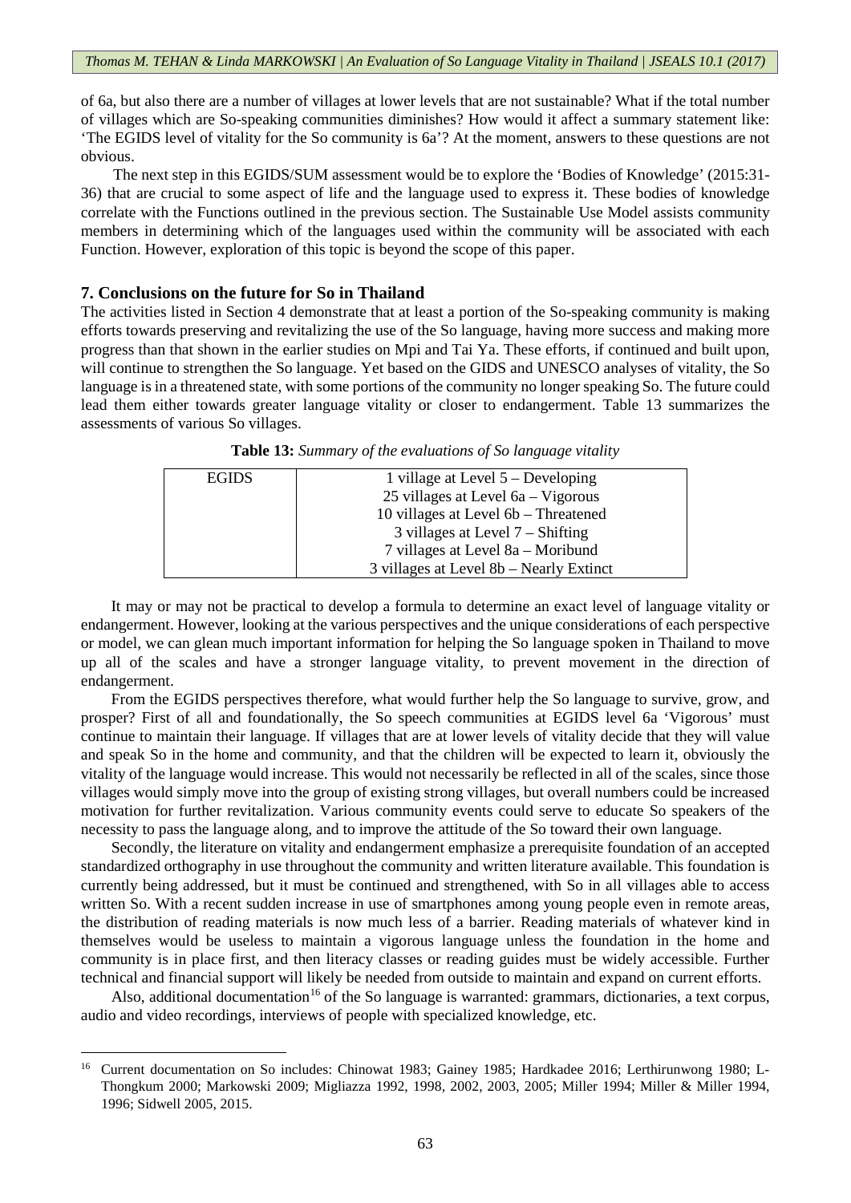of 6a, but also there are a number of villages at lower levels that are not sustainable? What if the total number of villages which are So-speaking communities diminishes? How would it affect a summary statement like: 'The EGIDS level of vitality for the So community is 6a'? At the moment, answers to these questions are not obvious.

The next step in this EGIDS/SUM assessment would be to explore the 'Bodies of Knowledge' (2015:31-36) that are crucial to some aspect of life and the language used to express it. These bodies of knowledge correlate with the Functions outlined in the previous section. The Sustainable Use Model assists community members in determining which of the languages used within the community will be associated with each Function. However, exploration of this topic is beyond the scope of this paper.

## 7. Conclusions on the future for So in Thailand

The activities listed in Section 4 demonstrate that at least a portion of the So-speaking community is making efforts towards preserving and revitalizing the use of the So language, having more success and making more progress than that shown in the earlier studies on Mpi and Tai Ya. These efforts, if continued and built upon, will continue to strengthen the So language. Yet based on the GIDS and UNESCO analyses of vitality, the So language is in a threatened state, with some portions of the community no longer speaking So. The future could lead them either towards greater language vitality or closer to endangerment. Table 13 summarizes the assessments of various So villages.

**Table 13:** *Summary of the evaluations of So language vitality*

| EGIDS | 1 village at Level 5 – Developing<br>25 villages at Level 6a – Vigorous<br>10 villages at Level 6b – Threatened<br>3 villages at Level 7 – Shifting<br>7 villages at Level 8a – Moribund<br>3 villages at Level 8b – Nearly Extinct |
|---|---|

It may or may not be practical to develop a formula to determine an exact level of language vitality or endangerment. However, looking at the various perspectives and the unique considerations of each perspective or model, we can glean much important information for helping the So language spoken in Thailand to move up all of the scales and have a stronger language vitality, to prevent movement in the direction of endangerment.

From the EGIDS perspectives therefore, what would further help the So language to survive, grow, and prosper? First of all and foundationally, the So speech communities at EGIDS level 6a 'Vigorous' must continue to maintain their language. If villages that are at lower levels of vitality decide that they will value and speak So in the home and community, and that the children will be expected to learn it, obviously the vitality of the language would increase. This would not necessarily be reflected in all of the scales, since those villages would simply move into the group of existing strong villages, but overall numbers could be increased motivation for further revitalization. Various community events could serve to educate So speakers of the necessity to pass the language along, and to improve the attitude of the So toward their own language.

Secondly, the literature on vitality and endangerment emphasize a prerequisite foundation of an accepted standardized orthography in use throughout the community and written literature available. This foundation is currently being addressed, but it must be continued and strengthened, with So in all villages able to access written So. With a recent sudden increase in use of smartphones among young people even in remote areas, the distribution of reading materials is now much less of a barrier. Reading materials of whatever kind in themselves would be useless to maintain a vigorous language unless the foundation in the home and community is in place first, and then literacy classes or reading guides must be widely accessible. Further technical and financial support will likely be needed from outside to maintain and expand on current efforts.

Also, additional documentation[16] of the So language is warranted: grammars, dictionaries, a text corpus, audio and video recordings, interviews of people with specialized knowledge, etc.

---

[16] Current documentation on So includes: Chinowat 1983; Gainey 1985; Hardkadee 2016; Lerthirunwong 1980; L-Thongkum 2000; Markowski 2009; Migliazza 1992, 1998, 2002, 2003, 2005; Miller 1994; Miller & Miller 1994, 1996; Sidwell 2005, 2015.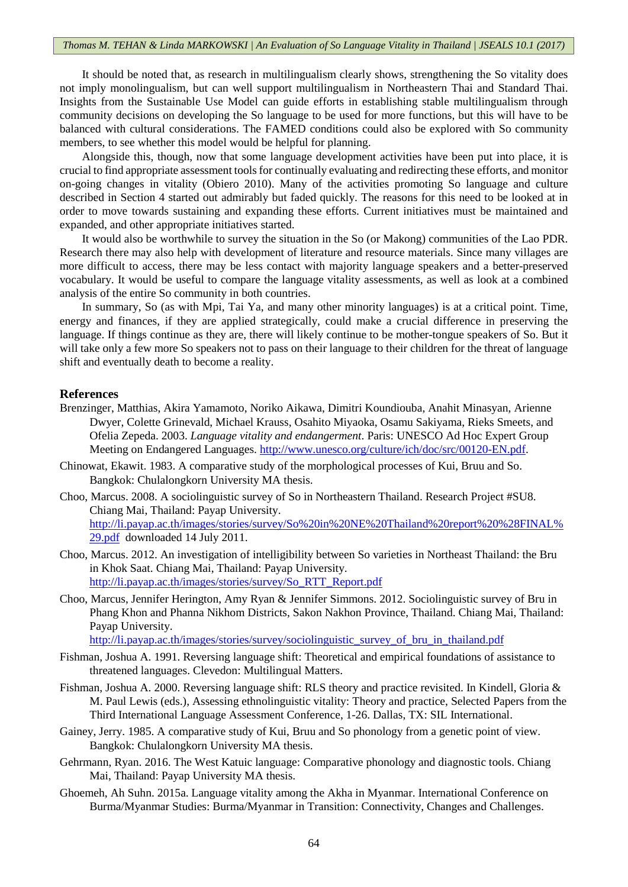It should be noted that, as research in multilingualism clearly shows, strengthening the So vitality does not imply monolingualism, but can well support multilingualism in Northeastern Thai and Standard Thai. Insights from the Sustainable Use Model can guide efforts in establishing stable multilingualism through community decisions on developing the So language to be used for more functions, but this will have to be balanced with cultural considerations. The FAMED conditions could also be explored with So community members, to see whether this model would be helpful for planning.

Alongside this, though, now that some language development activities have been put into place, it is crucial to find appropriate assessment tools for continually evaluating and redirecting these efforts, and monitor on-going changes in vitality (Obiero 2010). Many of the activities promoting So language and culture described in Section 4 started out admirably but faded quickly. The reasons for this need to be looked at in order to move towards sustaining and expanding these efforts. Current initiatives must be maintained and expanded, and other appropriate initiatives started.

It would also be worthwhile to survey the situation in the So (or Makong) communities of the Lao PDR. Research there may also help with development of literature and resource materials. Since many villages are more difficult to access, there may be less contact with majority language speakers and a better-preserved vocabulary. It would be useful to compare the language vitality assessments, as well as look at a combined analysis of the entire So community in both countries.

In summary, So (as with Mpi, Tai Ya, and many other minority languages) is at a critical point. Time, energy and finances, if they are applied strategically, could make a crucial difference in preserving the language. If things continue as they are, there will likely continue to be mother-tongue speakers of So. But it will take only a few more So speakers not to pass on their language to their children for the threat of language shift and eventually death to become a reality.

## References

Brenzinger, Matthias, Akira Yamamoto, Noriko Aikawa, Dimitri Koundiouba, Anahit Minasyan, Arienne Dwyer, Colette Grinevald, Michael Krauss, Osahito Miyaoka, Osamu Sakiyama, Rieks Smeets, and Ofelia Zepeda. 2003. *Language vitality and endangerment*. Paris: UNESCO Ad Hoc Expert Group Meeting on Endangered Languages. http://www.unesco.org/culture/ich/doc/src/00120-EN.pdf.

Chinowat, Ekawit. 1983. A comparative study of the morphological processes of Kui, Bruu and So. Bangkok: Chulalongkorn University MA thesis.

Choo, Marcus. 2008. A sociolinguistic survey of So in Northeastern Thailand. Research Project #SU8. Chiang Mai, Thailand: Payap University. http://li.payap.ac.th/images/stories/survey/So%20in%20NE%20Thailand%20report%20%28FINAL%29.pdf downloaded 14 July 2011.

Choo, Marcus. 2012. An investigation of intelligibility between So varieties in Northeast Thailand: the Bru in Khok Saat. Chiang Mai, Thailand: Payap University. http://li.payap.ac.th/images/stories/survey/So_RTT_Report.pdf

Choo, Marcus, Jennifer Herington, Amy Ryan & Jennifer Simmons. 2012. Sociolinguistic survey of Bru in Phang Khon and Phanna Nikhom Districts, Sakon Nakhon Province, Thailand. Chiang Mai, Thailand: Payap University. http://li.payap.ac.th/images/stories/survey/sociolinguistic_survey_of_bru_in_thailand.pdf

Fishman, Joshua A. 1991. Reversing language shift: Theoretical and empirical foundations of assistance to threatened languages. Clevedon: Multilingual Matters.

Fishman, Joshua A. 2000. Reversing language shift: RLS theory and practice revisited. In Kindell, Gloria & M. Paul Lewis (eds.), Assessing ethnolinguistic vitality: Theory and practice, Selected Papers from the Third International Language Assessment Conference, 1-26. Dallas, TX: SIL International.

Gainey, Jerry. 1985. A comparative study of Kui, Bruu and So phonology from a genetic point of view. Bangkok: Chulalongkorn University MA thesis.

Gehrmann, Ryan. 2016. The West Katuic language: Comparative phonology and diagnostic tools. Chiang Mai, Thailand: Payap University MA thesis.

Ghoemeh, Ah Suhn. 2015a. Language vitality among the Akha in Myanmar. International Conference on Burma/Myanmar Studies: Burma/Myanmar in Transition: Connectivity, Changes and Challenges.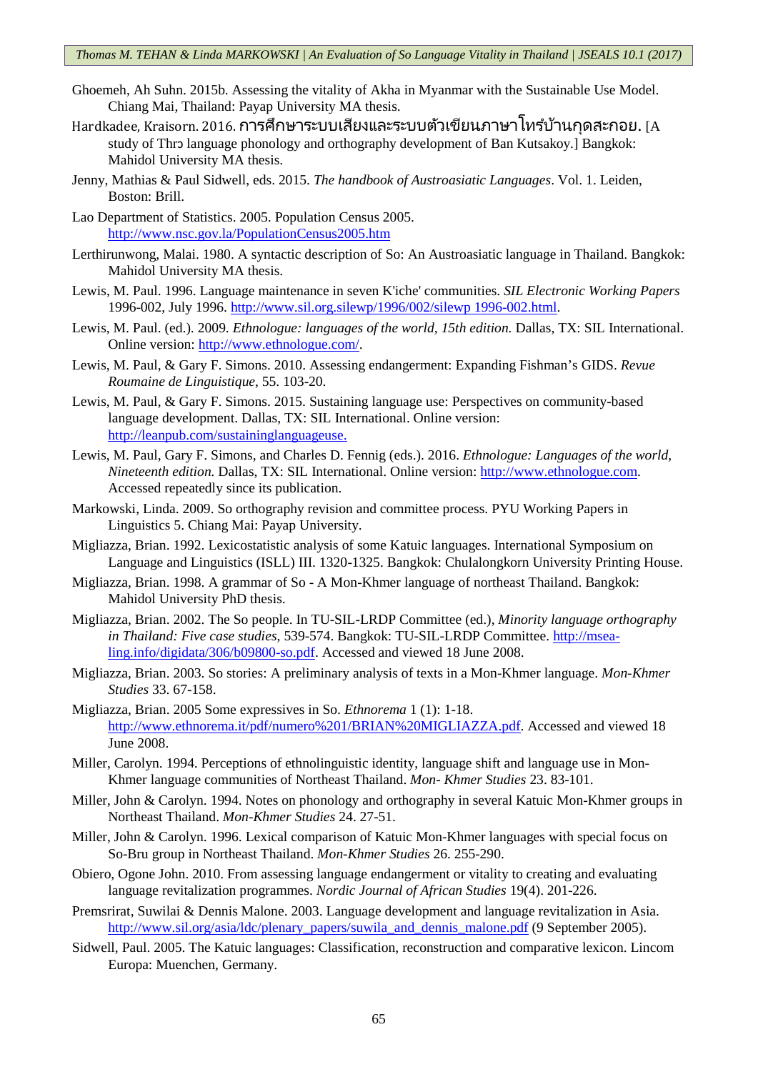Ghoemeh, Ah Suhn. 2015b. Assessing the vitality of Akha in Myanmar with the Sustainable Use Model. Chiang Mai, Thailand: Payap University MA thesis.

Hardkadee, Kraisorn. 2016. การศึกษาระบบเสียงและระบบตัวเขียนภาษาโทรํบ้านกุดสะกอย. [A study of Thrɔ language phonology and orthography development of Ban Kutsakoy.] Bangkok: Mahidol University MA thesis.

Jenny, Mathias & Paul Sidwell, eds. 2015. *The handbook of Austroasiatic Languages*. Vol. 1. Leiden, Boston: Brill.

Lao Department of Statistics. 2005. Population Census 2005. http://www.nsc.gov.la/PopulationCensus2005.htm

Lerthirunwong, Malai. 1980. A syntactic description of So: An Austroasiatic language in Thailand. Bangkok: Mahidol University MA thesis.

Lewis, M. Paul. 1996. Language maintenance in seven K'iche' communities. *SIL Electronic Working Papers* 1996-002, July 1996. http://www.sil.org.silewp/1996/002/silewp 1996-002.html.

Lewis, M. Paul. (ed.). 2009. *Ethnologue: languages of the world, 15th edition.* Dallas, TX: SIL International. Online version: http://www.ethnologue.com/.

Lewis, M. Paul, & Gary F. Simons. 2010. Assessing endangerment: Expanding Fishman's GIDS. *Revue Roumaine de Linguistique*, 55. 103-20.

Lewis, M. Paul, & Gary F. Simons. 2015. Sustaining language use: Perspectives on community-based language development. Dallas, TX: SIL International. Online version: http://leanpub.com/sustaininglanguageuse.

Lewis, M. Paul, Gary F. Simons, and Charles D. Fennig (eds.). 2016. *Ethnologue: Languages of the world, Nineteenth edition.* Dallas, TX: SIL International. Online version: http://www.ethnologue.com. Accessed repeatedly since its publication.

Markowski, Linda. 2009. So orthography revision and committee process. PYU Working Papers in Linguistics 5. Chiang Mai: Payap University.

Migliazza, Brian. 1992. Lexicostatistic analysis of some Katuic languages. International Symposium on Language and Linguistics (ISLL) III. 1320-1325. Bangkok: Chulalongkorn University Printing House.

Migliazza, Brian. 1998. A grammar of So - A Mon-Khmer language of northeast Thailand. Bangkok: Mahidol University PhD thesis.

Migliazza, Brian. 2002. The So people. In TU-SIL-LRDP Committee (ed.), *Minority language orthography in Thailand: Five case studies*, 539-574. Bangkok: TU-SIL-LRDP Committee. http://msea-ling.info/digidata/306/b09800-so.pdf. Accessed and viewed 18 June 2008.

Migliazza, Brian. 2003. So stories: A preliminary analysis of texts in a Mon-Khmer language. *Mon-Khmer Studies* 33. 67-158.

Migliazza, Brian. 2005 Some expressives in So. *Ethnorema* 1 (1): 1-18. http://www.ethnorema.it/pdf/numero%201/BRIAN%20MIGLIAZZA.pdf. Accessed and viewed 18 June 2008.

Miller, Carolyn. 1994. Perceptions of ethnolinguistic identity, language shift and language use in Mon-Khmer language communities of Northeast Thailand. *Mon- Khmer Studies* 23. 83-101.

Miller, John & Carolyn. 1994. Notes on phonology and orthography in several Katuic Mon-Khmer groups in Northeast Thailand. *Mon-Khmer Studies* 24. 27-51.

Miller, John & Carolyn. 1996. Lexical comparison of Katuic Mon-Khmer languages with special focus on So-Bru group in Northeast Thailand. *Mon-Khmer Studies* 26. 255-290.

Obiero, Ogone John. 2010. From assessing language endangerment or vitality to creating and evaluating language revitalization programmes. *Nordic Journal of African Studies* 19(4). 201-226.

Premsrirat, Suwilai & Dennis Malone. 2003. Language development and language revitalization in Asia. http://www.sil.org/asia/ldc/plenary_papers/suwila_and_dennis_malone.pdf (9 September 2005).

Sidwell, Paul. 2005. The Katuic languages: Classification, reconstruction and comparative lexicon. Lincom Europa: Muenchen, Germany.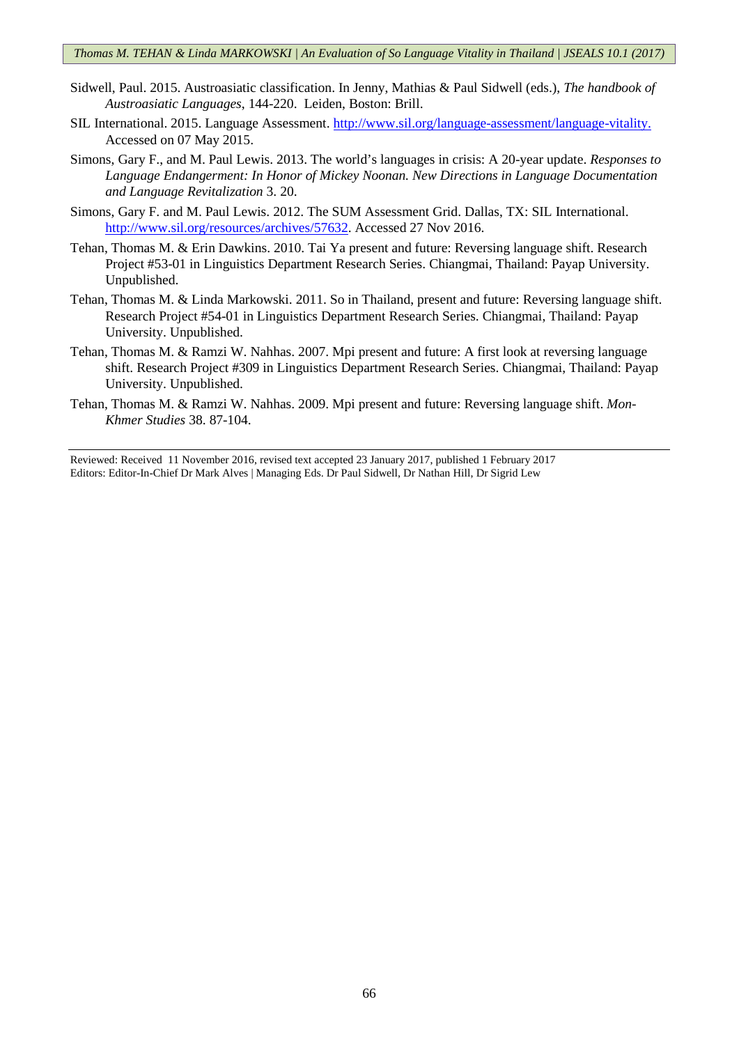Sidwell, Paul. 2015. Austroasiatic classification. In Jenny, Mathias & Paul Sidwell (eds.), *The handbook of Austroasiatic Languages*, 144-220. Leiden, Boston: Brill.

SIL International. 2015. Language Assessment. http://www.sil.org/language-assessment/language-vitality. Accessed on 07 May 2015.

Simons, Gary F., and M. Paul Lewis. 2013. The world's languages in crisis: A 20-year update. *Responses to Language Endangerment: In Honor of Mickey Noonan. New Directions in Language Documentation and Language Revitalization* 3. 20.

Simons, Gary F. and M. Paul Lewis. 2012. The SUM Assessment Grid. Dallas, TX: SIL International. http://www.sil.org/resources/archives/57632. Accessed 27 Nov 2016.

Tehan, Thomas M. & Erin Dawkins. 2010. Tai Ya present and future: Reversing language shift. Research Project #53-01 in Linguistics Department Research Series. Chiangmai, Thailand: Payap University. Unpublished.

Tehan, Thomas M. & Linda Markowski. 2011. So in Thailand, present and future: Reversing language shift. Research Project #54-01 in Linguistics Department Research Series. Chiangmai, Thailand: Payap University. Unpublished.

Tehan, Thomas M. & Ramzi W. Nahhas. 2007. Mpi present and future: A first look at reversing language shift. Research Project #309 in Linguistics Department Research Series. Chiangmai, Thailand: Payap University. Unpublished.

Tehan, Thomas M. & Ramzi W. Nahhas. 2009. Mpi present and future: Reversing language shift. *Mon-Khmer Studies* 38. 87-104.

---

Reviewed: Received 11 November 2016, revised text accepted 23 January 2017, published 1 February 2017
Editors: Editor-In-Chief Dr Mark Alves | Managing Eds. Dr Paul Sidwell, Dr Nathan Hill, Dr Sigrid Lew